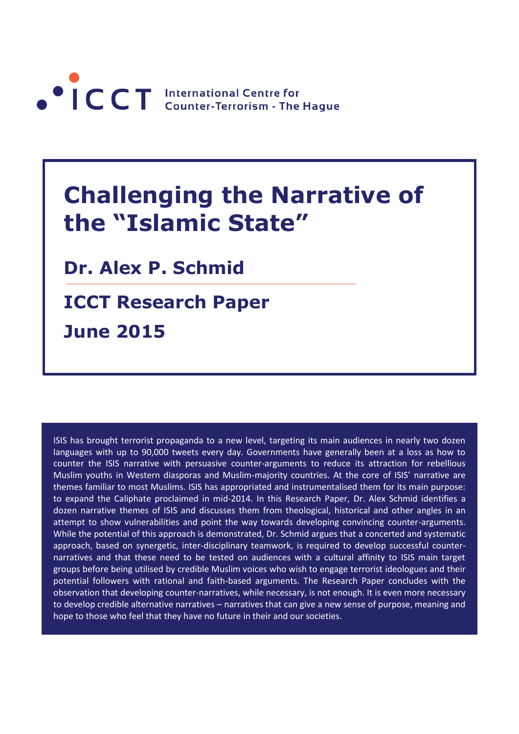ICCT International Centre for Counter-Terrorism - The Hague

# Challenging the Narrative of the "Islamic State"

## Dr. Alex P. Schmid

## ICCT Research Paper

## June 2015

ISIS has brought terrorist propaganda to a new level, targeting its main audiences in nearly two dozen languages with up to 90,000 tweets every day. Governments have generally been at a loss as how to counter the ISIS narrative with persuasive counter-arguments to reduce its attraction for rebellious Muslim youths in Western diasporas and Muslim-majority countries. At the core of ISIS' narrative are themes familiar to most Muslims. ISIS has appropriated and instrumentalised them for its main purpose: to expand the Caliphate proclaimed in mid-2014. In this Research Paper, Dr. Alex Schmid identifies a dozen narrative themes of ISIS and discusses them from theological, historical and other angles in an attempt to show vulnerabilities and point the way towards developing convincing counter-arguments. While the potential of this approach is demonstrated, Dr. Schmid argues that a concerted and systematic approach, based on synergetic, inter-disciplinary teamwork, is required to develop successful counter-narratives and that these need to be tested on audiences with a cultural affinity to ISIS main target groups before being utilised by credible Muslim voices who wish to engage terrorist ideologues and their potential followers with rational and faith-based arguments. The Research Paper concludes with the observation that developing counter-narratives, while necessary, is not enough. It is even more necessary to develop credible alternative narratives – narratives that can give a new sense of purpose, meaning and hope to those who feel that they have no future in their and our societies.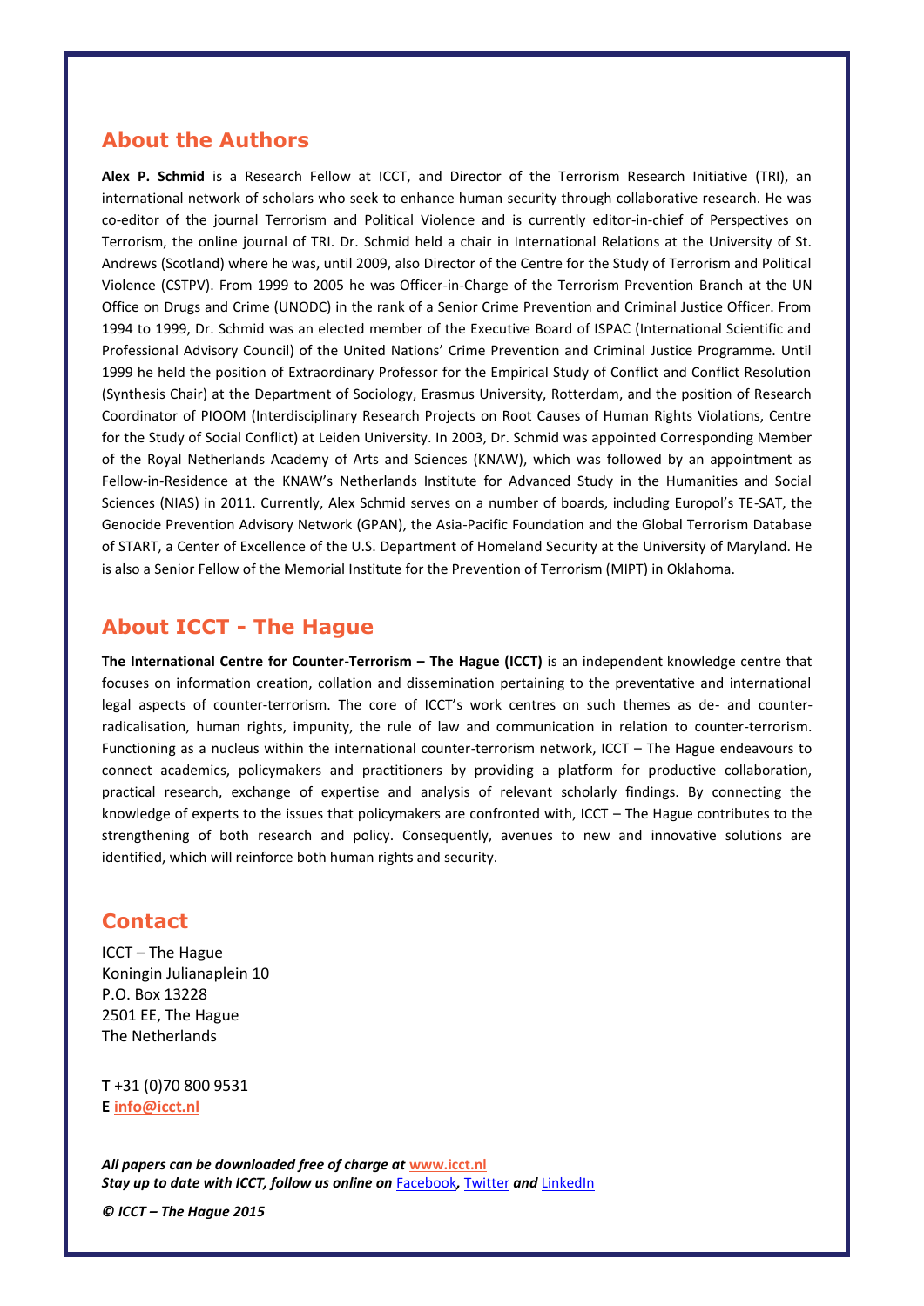## About the Authors

**Alex P. Schmid** is a Research Fellow at ICCT, and Director of the Terrorism Research Initiative (TRI), an international network of scholars who seek to enhance human security through collaborative research. He was co-editor of the journal Terrorism and Political Violence and is currently editor-in-chief of Perspectives on Terrorism, the online journal of TRI. Dr. Schmid held a chair in International Relations at the University of St. Andrews (Scotland) where he was, until 2009, also Director of the Centre for the Study of Terrorism and Political Violence (CSTPV). From 1999 to 2005 he was Officer-in-Charge of the Terrorism Prevention Branch at the UN Office on Drugs and Crime (UNODC) in the rank of a Senior Crime Prevention and Criminal Justice Officer. From 1994 to 1999, Dr. Schmid was an elected member of the Executive Board of ISPAC (International Scientific and Professional Advisory Council) of the United Nations' Crime Prevention and Criminal Justice Programme. Until 1999 he held the position of Extraordinary Professor for the Empirical Study of Conflict and Conflict Resolution (Synthesis Chair) at the Department of Sociology, Erasmus University, Rotterdam, and the position of Research Coordinator of PIOOM (Interdisciplinary Research Projects on Root Causes of Human Rights Violations, Centre for the Study of Social Conflict) at Leiden University. In 2003, Dr. Schmid was appointed Corresponding Member of the Royal Netherlands Academy of Arts and Sciences (KNAW), which was followed by an appointment as Fellow-in-Residence at the KNAW's Netherlands Institute for Advanced Study in the Humanities and Social Sciences (NIAS) in 2011. Currently, Alex Schmid serves on a number of boards, including Europol's TE-SAT, the Genocide Prevention Advisory Network (GPAN), the Asia-Pacific Foundation and the Global Terrorism Database of START, a Center of Excellence of the U.S. Department of Homeland Security at the University of Maryland. He is also a Senior Fellow of the Memorial Institute for the Prevention of Terrorism (MIPT) in Oklahoma.

## About ICCT - The Hague

**The International Centre for Counter-Terrorism – The Hague (ICCT)** is an independent knowledge centre that focuses on information creation, collation and dissemination pertaining to the preventative and international legal aspects of counter-terrorism. The core of ICCT's work centres on such themes as de- and counter-radicalisation, human rights, impunity, the rule of law and communication in relation to counter-terrorism. Functioning as a nucleus within the international counter-terrorism network, ICCT – The Hague endeavours to connect academics, policymakers and practitioners by providing a platform for productive collaboration, practical research, exchange of expertise and analysis of relevant scholarly findings. By connecting the knowledge of experts to the issues that policymakers are confronted with, ICCT – The Hague contributes to the strengthening of both research and policy. Consequently, avenues to new and innovative solutions are identified, which will reinforce both human rights and security.

## Contact

ICCT – The Hague
Koningin Julianaplein 10
P.O. Box 13228
2501 EE, The Hague
The Netherlands

**T** +31 (0)70 800 9531
**E** info@icct.nl

***All papers can be downloaded free of charge at* www.icct.nl**
***Stay up to date with ICCT, follow us online on*** Facebook, Twitter ***and*** LinkedIn

***© ICCT – The Hague 2015***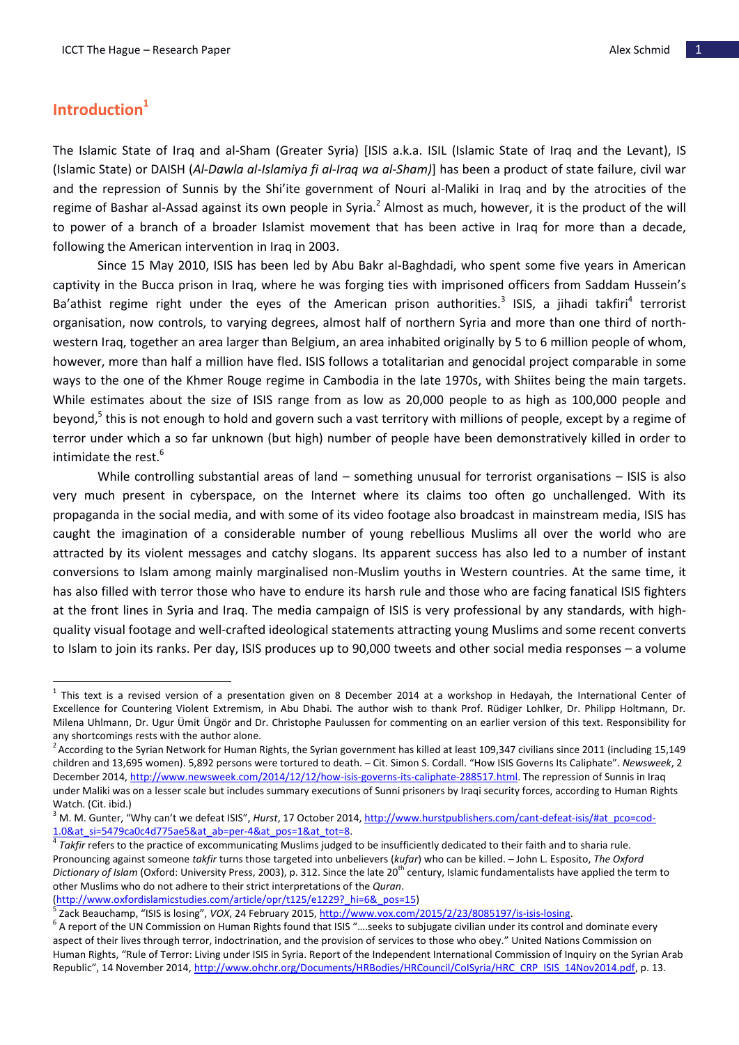## Introduction[1]

The Islamic State of Iraq and al-Sham (Greater Syria) [ISIS a.k.a. ISIL (Islamic State of Iraq and the Levant), IS (Islamic State) or DAISH (*Al-Dawla al-Islamiya fi al-Iraq wa al-Sham)*] has been a product of state failure, civil war and the repression of Sunnis by the Shi'ite government of Nouri al-Maliki in Iraq and by the atrocities of the regime of Bashar al-Assad against its own people in Syria.[2] Almost as much, however, it is the product of the will to power of a branch of a broader Islamist movement that has been active in Iraq for more than a decade, following the American intervention in Iraq in 2003.

Since 15 May 2010, ISIS has been led by Abu Bakr al-Baghdadi, who spent some five years in American captivity in the Bucca prison in Iraq, where he was forging ties with imprisoned officers from Saddam Hussein's Ba'athist regime right under the eyes of the American prison authorities.[3] ISIS, a jihadi takfiri[4] terrorist organisation, now controls, to varying degrees, almost half of northern Syria and more than one third of north-western Iraq, together an area larger than Belgium, an area inhabited originally by 5 to 6 million people of whom, however, more than half a million have fled. ISIS follows a totalitarian and genocidal project comparable in some ways to the one of the Khmer Rouge regime in Cambodia in the late 1970s, with Shiites being the main targets. While estimates about the size of ISIS range from as low as 20,000 people to as high as 100,000 people and beyond,[5] this is not enough to hold and govern such a vast territory with millions of people, except by a regime of terror under which a so far unknown (but high) number of people have been demonstratively killed in order to intimidate the rest.[6]

While controlling substantial areas of land – something unusual for terrorist organisations – ISIS is also very much present in cyberspace, on the Internet where its claims too often go unchallenged. With its propaganda in the social media, and with some of its video footage also broadcast in mainstream media, ISIS has caught the imagination of a considerable number of young rebellious Muslims all over the world who are attracted by its violent messages and catchy slogans. Its apparent success has also led to a number of instant conversions to Islam among mainly marginalised non-Muslim youths in Western countries. At the same time, it has also filled with terror those who have to endure its harsh rule and those who are facing fanatical ISIS fighters at the front lines in Syria and Iraq. The media campaign of ISIS is very professional by any standards, with high-quality visual footage and well-crafted ideological statements attracting young Muslims and some recent converts to Islam to join its ranks. Per day, ISIS produces up to 90,000 tweets and other social media responses – a volume

---

[1] This text is a revised version of a presentation given on 8 December 2014 at a workshop in Hedayah, the International Center of Excellence for Countering Violent Extremism, in Abu Dhabi. The author wish to thank Prof. Rüdiger Lohlker, Dr. Philipp Holtmann, Dr. Milena Uhlmann, Dr. Ugur Ümit Üngör and Dr. Christophe Paulussen for commenting on an earlier version of this text. Responsibility for any shortcomings rests with the author alone.

[2] According to the Syrian Network for Human Rights, the Syrian government has killed at least 109,347 civilians since 2011 (including 15,149 children and 13,695 women). 5,892 persons were tortured to death. – Cit. Simon S. Cordall. "How ISIS Governs Its Caliphate". *Newsweek*, 2 December 2014, http://www.newsweek.com/2014/12/12/how-isis-governs-its-caliphate-288517.html. The repression of Sunnis in Iraq under Maliki was on a lesser scale but includes summary executions of Sunni prisoners by Iraqi security forces, according to Human Rights Watch. (Cit. ibid.)

[3] M. M. Gunter, "Why can't we defeat ISIS", *Hurst*, 17 October 2014, http://www.hurstpublishers.com/cant-defeat-isis/#at_pco=cod-1.0&at_si=5479ca0c4d775ae5&at_ab=per-4&at_pos=1&at_tot=8.

[4] *Takfir* refers to the practice of excommunicating Muslims judged to be insufficiently dedicated to their faith and to sharia rule. Pronouncing against someone *takfir* turns those targeted into unbelievers (*kufar*) who can be killed. – John L. Esposito, *The Oxford Dictionary of Islam* (Oxford: University Press, 2003), p. 312. Since the late 20th century, Islamic fundamentalists have applied the term to other Muslims who do not adhere to their strict interpretations of the *Quran*. (http://www.oxfordislamicstudies.com/article/opr/t125/e1229?_hi=6&_pos=15)

[5] Zack Beauchamp, "ISIS is losing", *VOX*, 24 February 2015, http://www.vox.com/2015/2/23/8085197/is-isis-losing.

[6] A report of the UN Commission on Human Rights found that ISIS "….seeks to subjugate civilian under its control and dominate every aspect of their lives through terror, indoctrination, and the provision of services to those who obey." United Nations Commission on Human Rights, "Rule of Terror: Living under ISIS in Syria. Report of the Independent International Commission of Inquiry on the Syrian Arab Republic", 14 November 2014, http://www.ohchr.org/Documents/HRBodies/HRCouncil/CoISyria/HRC_CRP_ISIS_14Nov2014.pdf, p. 13.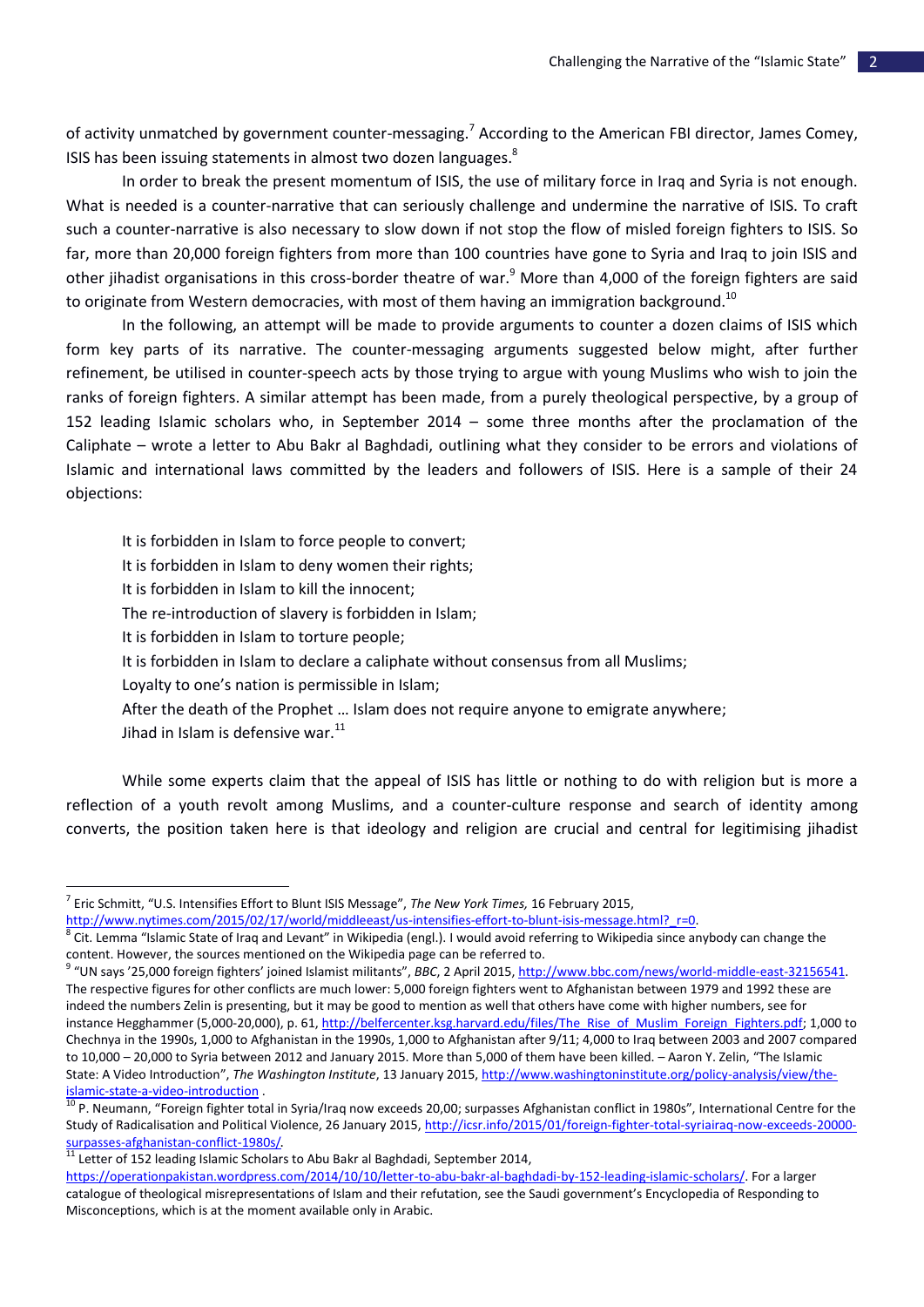of activity unmatched by government counter-messaging.[7] According to the American FBI director, James Comey, ISIS has been issuing statements in almost two dozen languages.[8]

In order to break the present momentum of ISIS, the use of military force in Iraq and Syria is not enough. What is needed is a counter-narrative that can seriously challenge and undermine the narrative of ISIS. To craft such a counter-narrative is also necessary to slow down if not stop the flow of misled foreign fighters to ISIS. So far, more than 20,000 foreign fighters from more than 100 countries have gone to Syria and Iraq to join ISIS and other jihadist organisations in this cross-border theatre of war.[9] More than 4,000 of the foreign fighters are said to originate from Western democracies, with most of them having an immigration background.[10]

In the following, an attempt will be made to provide arguments to counter a dozen claims of ISIS which form key parts of its narrative. The counter-messaging arguments suggested below might, after further refinement, be utilised in counter-speech acts by those trying to argue with young Muslims who wish to join the ranks of foreign fighters. A similar attempt has been made, from a purely theological perspective, by a group of 152 leading Islamic scholars who, in September 2014 – some three months after the proclamation of the Caliphate – wrote a letter to Abu Bakr al Baghdadi, outlining what they consider to be errors and violations of Islamic and international laws committed by the leaders and followers of ISIS. Here is a sample of their 24 objections:

> It is forbidden in Islam to force people to convert;
> It is forbidden in Islam to deny women their rights;
> It is forbidden in Islam to kill the innocent;
> The re-introduction of slavery is forbidden in Islam;
> It is forbidden in Islam to torture people;
> It is forbidden in Islam to declare a caliphate without consensus from all Muslims;
> Loyalty to one's nation is permissible in Islam;
> After the death of the Prophet … Islam does not require anyone to emigrate anywhere;
> Jihad in Islam is defensive war.[11]

While some experts claim that the appeal of ISIS has little or nothing to do with religion but is more a reflection of a youth revolt among Muslims, and a counter-culture response and search of identity among converts, the position taken here is that ideology and religion are crucial and central for legitimising jihadist

---

[7] Eric Schmitt, "U.S. Intensifies Effort to Blunt ISIS Message", *The New York Times,* 16 February 2015, http://www.nytimes.com/2015/02/17/world/middleeast/us-intensifies-effort-to-blunt-isis-message.html?_r=0.

[8] Cit. Lemma "Islamic State of Iraq and Levant" in Wikipedia (engl.). I would avoid referring to Wikipedia since anybody can change the content. However, the sources mentioned on the Wikipedia page can be referred to.

[9] "UN says '25,000 foreign fighters' joined Islamist militants", *BBC*, 2 April 2015, http://www.bbc.com/news/world-middle-east-32156541. The respective figures for other conflicts are much lower: 5,000 foreign fighters went to Afghanistan between 1979 and 1992 these are indeed the numbers Zelin is presenting, but it may be good to mention as well that others have come with higher numbers, see for instance Hegghammer (5,000-20,000), p. 61, http://belfercenter.ksg.harvard.edu/files/The_Rise_of_Muslim_Foreign_Fighters.pdf; 1,000 to Chechnya in the 1990s, 1,000 to Afghanistan in the 1990s, 1,000 to Afghanistan after 9/11; 4,000 to Iraq between 2003 and 2007 compared to 10,000 – 20,000 to Syria between 2012 and January 2015. More than 5,000 of them have been killed. – Aaron Y. Zelin, "The Islamic State: A Video Introduction", *The Washington Institute*, 13 January 2015, http://www.washingtoninstitute.org/policy-analysis/view/the-islamic-state-a-video-introduction .

[10] P. Neumann, "Foreign fighter total in Syria/Iraq now exceeds 20,00; surpasses Afghanistan conflict in 1980s", International Centre for the Study of Radicalisation and Political Violence, 26 January 2015, http://icsr.info/2015/01/foreign-fighter-total-syriairaq-now-exceeds-20000-surpasses-afghanistan-conflict-1980s/.

[11] Letter of 152 leading Islamic Scholars to Abu Bakr al Baghdadi, September 2014, https://operationpakistan.wordpress.com/2014/10/10/letter-to-abu-bakr-al-baghdadi-by-152-leading-islamic-scholars/. For a larger catalogue of theological misrepresentations of Islam and their refutation, see the Saudi government's Encyclopedia of Responding to Misconceptions, which is at the moment available only in Arabic.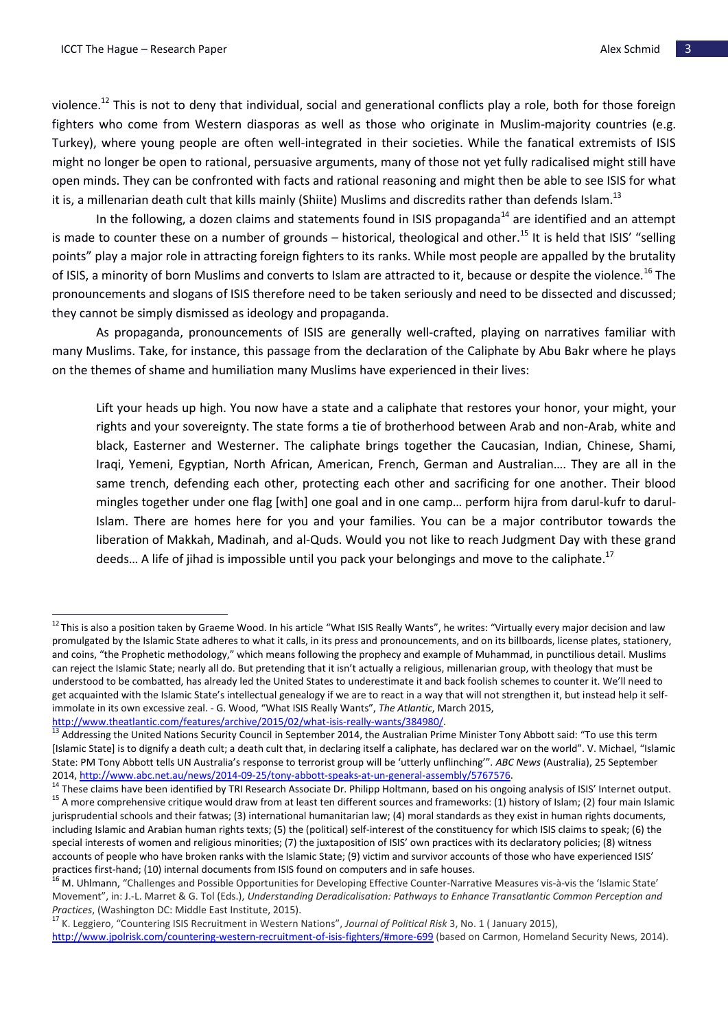violence.[12] This is not to deny that individual, social and generational conflicts play a role, both for those foreign fighters who come from Western diasporas as well as those who originate in Muslim-majority countries (e.g. Turkey), where young people are often well-integrated in their societies. While the fanatical extremists of ISIS might no longer be open to rational, persuasive arguments, many of those not yet fully radicalised might still have open minds. They can be confronted with facts and rational reasoning and might then be able to see ISIS for what it is, a millenarian death cult that kills mainly (Shiite) Muslims and discredits rather than defends Islam.[13]

In the following, a dozen claims and statements found in ISIS propaganda[14] are identified and an attempt is made to counter these on a number of grounds – historical, theological and other.[15] It is held that ISIS' "selling points" play a major role in attracting foreign fighters to its ranks. While most people are appalled by the brutality of ISIS, a minority of born Muslims and converts to Islam are attracted to it, because or despite the violence.[16] The pronouncements and slogans of ISIS therefore need to be taken seriously and need to be dissected and discussed; they cannot be simply dismissed as ideology and propaganda.

As propaganda, pronouncements of ISIS are generally well-crafted, playing on narratives familiar with many Muslims. Take, for instance, this passage from the declaration of the Caliphate by Abu Bakr where he plays on the themes of shame and humiliation many Muslims have experienced in their lives:

> Lift your heads up high. You now have a state and a caliphate that restores your honor, your might, your rights and your sovereignty. The state forms a tie of brotherhood between Arab and non-Arab, white and black, Easterner and Westerner. The caliphate brings together the Caucasian, Indian, Chinese, Shami, Iraqi, Yemeni, Egyptian, North African, American, French, German and Australian…. They are all in the same trench, defending each other, protecting each other and sacrificing for one another. Their blood mingles together under one flag [with] one goal and in one camp… perform hijra from darul-kufr to darul-Islam. There are homes here for you and your families. You can be a major contributor towards the liberation of Makkah, Madinah, and al-Quds. Would you not like to reach Judgment Day with these grand deeds… A life of jihad is impossible until you pack your belongings and move to the caliphate.[17]

---

[12] This is also a position taken by Graeme Wood. In his article "What ISIS Really Wants", he writes: "Virtually every major decision and law promulgated by the Islamic State adheres to what it calls, in its press and pronouncements, and on its billboards, license plates, stationery, and coins, "the Prophetic methodology," which means following the prophecy and example of Muhammad, in punctilious detail. Muslims can reject the Islamic State; nearly all do. But pretending that it isn't actually a religious, millenarian group, with theology that must be understood to be combatted, has already led the United States to underestimate it and back foolish schemes to counter it. We'll need to get acquainted with the Islamic State's intellectual genealogy if we are to react in a way that will not strengthen it, but instead help it self-immolate in its own excessive zeal. - G. Wood, "What ISIS Really Wants", *The Atlantic*, March 2015, http://www.theatlantic.com/features/archive/2015/02/what-isis-really-wants/384980/.

[13] Addressing the United Nations Security Council in September 2014, the Australian Prime Minister Tony Abbott said: "To use this term [Islamic State] is to dignify a death cult; a death cult that, in declaring itself a caliphate, has declared war on the world". V. Michael, "Islamic State: PM Tony Abbott tells UN Australia's response to terrorist group will be 'utterly unflinching'". *ABC News* (Australia), 25 September 2014, http://www.abc.net.au/news/2014-09-25/tony-abbott-speaks-at-un-general-assembly/5767576.

[14] These claims have been identified by TRI Research Associate Dr. Philipp Holtmann, based on his ongoing analysis of ISIS' Internet output.

[15] A more comprehensive critique would draw from at least ten different sources and frameworks: (1) history of Islam; (2) four main Islamic jurisprudential schools and their fatwas; (3) international humanitarian law; (4) moral standards as they exist in human rights documents, including Islamic and Arabian human rights texts; (5) the (political) self-interest of the constituency for which ISIS claims to speak; (6) the special interests of women and religious minorities; (7) the juxtaposition of ISIS' own practices with its declaratory policies; (8) witness accounts of people who have broken ranks with the Islamic State; (9) victim and survivor accounts of those who have experienced ISIS' practices first-hand; (10) internal documents from ISIS found on computers and in safe houses.

[16] M. Uhlmann, "Challenges and Possible Opportunities for Developing Effective Counter-Narrative Measures vis-à-vis the 'Islamic State' Movement", in: J.-L. Marret & G. Tol (Eds.), *Understanding Deradicalisation: Pathways to Enhance Transatlantic Common Perception and Practices*, (Washington DC: Middle East Institute, 2015).

[17] K. Leggiero, "Countering ISIS Recruitment in Western Nations", *Journal of Political Risk* 3, No. 1 ( January 2015), http://www.jpolrisk.com/countering-western-recruitment-of-isis-fighters/#more-699 (based on Carmon, Homeland Security News, 2014).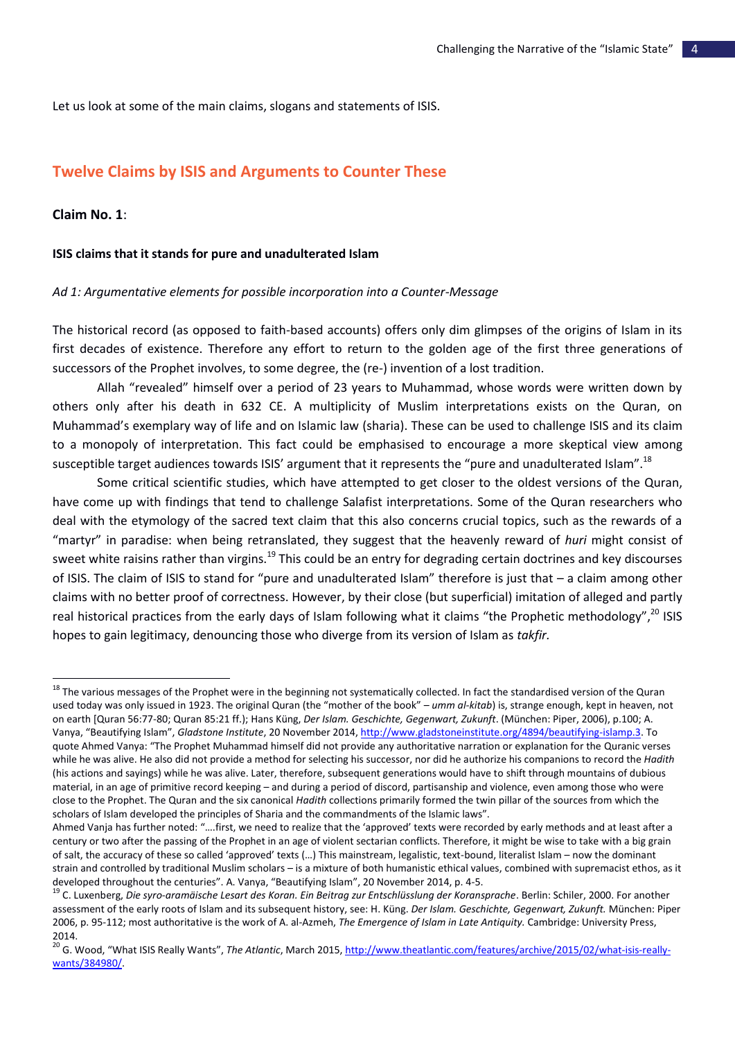Let us look at some of the main claims, slogans and statements of ISIS.

## Twelve Claims by ISIS and Arguments to Counter These

### Claim No. 1:

**ISIS claims that it stands for pure and unadulterated Islam**

*Ad 1: Argumentative elements for possible incorporation into a Counter-Message*

The historical record (as opposed to faith-based accounts) offers only dim glimpses of the origins of Islam in its first decades of existence. Therefore any effort to return to the golden age of the first three generations of successors of the Prophet involves, to some degree, the (re-) invention of a lost tradition.

Allah "revealed" himself over a period of 23 years to Muhammad, whose words were written down by others only after his death in 632 CE. A multiplicity of Muslim interpretations exists on the Quran, on Muhammad's exemplary way of life and on Islamic law (sharia). These can be used to challenge ISIS and its claim to a monopoly of interpretation. This fact could be emphasised to encourage a more skeptical view among susceptible target audiences towards ISIS' argument that it represents the "pure and unadulterated Islam".[18]

Some critical scientific studies, which have attempted to get closer to the oldest versions of the Quran, have come up with findings that tend to challenge Salafist interpretations. Some of the Quran researchers who deal with the etymology of the sacred text claim that this also concerns crucial topics, such as the rewards of a "martyr" in paradise: when being retranslated, they suggest that the heavenly reward of *huri* might consist of sweet white raisins rather than virgins.[19] This could be an entry for degrading certain doctrines and key discourses of ISIS. The claim of ISIS to stand for "pure and unadulterated Islam" therefore is just that – a claim among other claims with no better proof of correctness. However, by their close (but superficial) imitation of alleged and partly real historical practices from the early days of Islam following what it claims "the Prophetic methodology",[20] ISIS hopes to gain legitimacy, denouncing those who diverge from its version of Islam as *takfir*.

---

[18] The various messages of the Prophet were in the beginning not systematically collected. In fact the standardised version of the Quran used today was only issued in 1923. The original Quran (the "mother of the book" – *umm al-kitab*) is, strange enough, kept in heaven, not on earth [Quran 56:77-80; Quran 85:21 ff.); Hans Küng, *Der Islam. Geschichte, Gegenwart, Zukunft*. (München: Piper, 2006), p.100; A. Vanya, "Beautifying Islam", *Gladstone Institute*, 20 November 2014, http://www.gladstoneinstitute.org/4894/beautifying-islamp.3. To quote Ahmed Vanya: "The Prophet Muhammad himself did not provide any authoritative narration or explanation for the Quranic verses while he was alive. He also did not provide a method for selecting his successor, nor did he authorize his companions to record the *Hadith* (his actions and sayings) while he was alive. Later, therefore, subsequent generations would have to shift through mountains of dubious material, in an age of primitive record keeping – and during a period of discord, partisanship and violence, even among those who were close to the Prophet. The Quran and the six canonical *Hadith* collections primarily formed the twin pillar of the sources from which the scholars of Islam developed the principles of Sharia and the commandments of the Islamic laws".
Ahmed Vanja has further noted: "….first, we need to realize that the 'approved' texts were recorded by early methods and at least after a century or two after the passing of the Prophet in an age of violent sectarian conflicts. Therefore, it might be wise to take with a big grain of salt, the accuracy of these so called 'approved' texts (…) This mainstream, legalistic, text-bound, literalist Islam – now the dominant strain and controlled by traditional Muslim scholars – is a mixture of both humanistic ethical values, combined with supremacist ethos, as it developed throughout the centuries". A. Vanya, "Beautifying Islam", 20 November 2014, p. 4-5.

[19] C. Luxenberg, *Die syro-aramäische Lesart des Koran. Ein Beitrag zur Entschlüsslung der Koransprache*. Berlin: Schiler, 2000. For another assessment of the early roots of Islam and its subsequent history, see: H. Küng. *Der Islam. Geschichte, Gegenwart, Zukunft.* München: Piper 2006, p. 95-112; most authoritative is the work of A. al-Azmeh, *The Emergence of Islam in Late Antiquity.* Cambridge: University Press, 2014.

[20] G. Wood, "What ISIS Really Wants", *The Atlantic*, March 2015, http://www.theatlantic.com/features/archive/2015/02/what-isis-really-wants/384980/.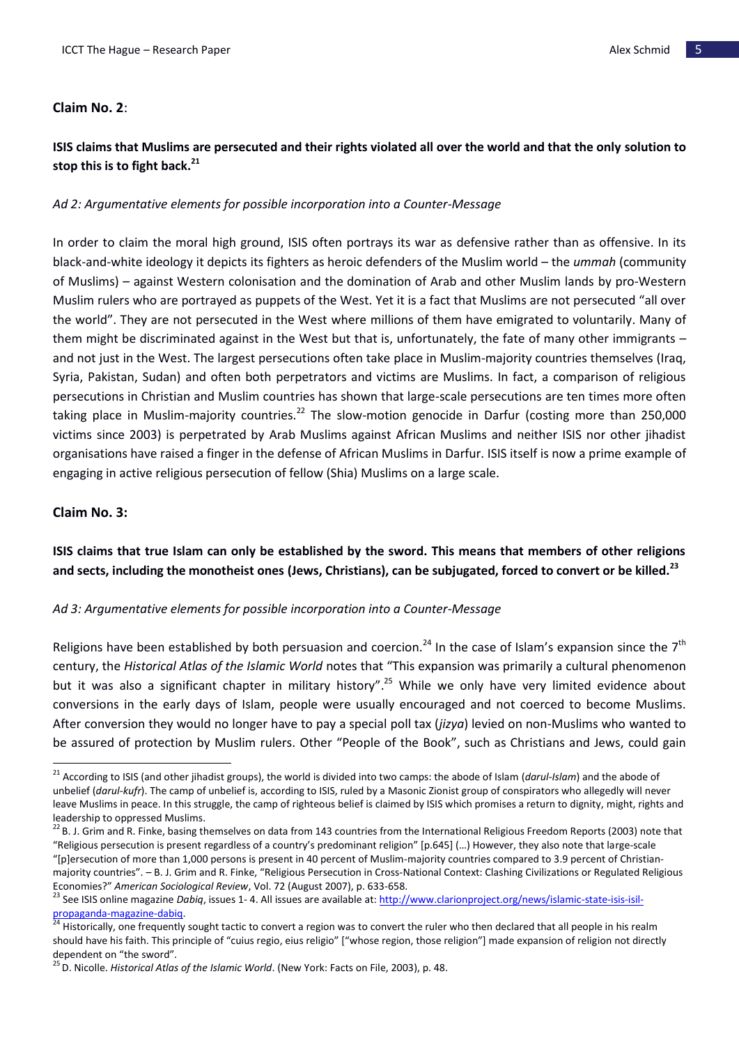**Claim No. 2**:

**ISIS claims that Muslims are persecuted and their rights violated all over the world and that the only solution to stop this is to fight back.[21]**

*Ad 2: Argumentative elements for possible incorporation into a Counter-Message*

In order to claim the moral high ground, ISIS often portrays its war as defensive rather than as offensive. In its black-and-white ideology it depicts its fighters as heroic defenders of the Muslim world – the *ummah* (community of Muslims) – against Western colonisation and the domination of Arab and other Muslim lands by pro-Western Muslim rulers who are portrayed as puppets of the West. Yet it is a fact that Muslims are not persecuted "all over the world". They are not persecuted in the West where millions of them have emigrated to voluntarily. Many of them might be discriminated against in the West but that is, unfortunately, the fate of many other immigrants – and not just in the West. The largest persecutions often take place in Muslim-majority countries themselves (Iraq, Syria, Pakistan, Sudan) and often both perpetrators and victims are Muslims. In fact, a comparison of religious persecutions in Christian and Muslim countries has shown that large-scale persecutions are ten times more often taking place in Muslim-majority countries.[22] The slow-motion genocide in Darfur (costing more than 250,000 victims since 2003) is perpetrated by Arab Muslims against African Muslims and neither ISIS nor other jihadist organisations have raised a finger in the defense of African Muslims in Darfur. ISIS itself is now a prime example of engaging in active religious persecution of fellow (Shia) Muslims on a large scale.

**Claim No. 3:**

**ISIS claims that true Islam can only be established by the sword. This means that members of other religions and sects, including the monotheist ones (Jews, Christians), can be subjugated, forced to convert or be killed.[23]**

*Ad 3: Argumentative elements for possible incorporation into a Counter-Message*

Religions have been established by both persuasion and coercion.[24] In the case of Islam's expansion since the 7th century, the *Historical Atlas of the Islamic World* notes that "This expansion was primarily a cultural phenomenon but it was also a significant chapter in military history".[25] While we only have very limited evidence about conversions in the early days of Islam, people were usually encouraged and not coerced to become Muslims. After conversion they would no longer have to pay a special poll tax (*jizya*) levied on non-Muslims who wanted to be assured of protection by Muslim rulers. Other "People of the Book", such as Christians and Jews, could gain

---

[21] According to ISIS (and other jihadist groups), the world is divided into two camps: the abode of Islam (*darul-Islam*) and the abode of unbelief (*darul-kufr*). The camp of unbelief is, according to ISIS, ruled by a Masonic Zionist group of conspirators who allegedly will never leave Muslims in peace. In this struggle, the camp of righteous belief is claimed by ISIS which promises a return to dignity, might, rights and leadership to oppressed Muslims.

[22] B. J. Grim and R. Finke, basing themselves on data from 143 countries from the International Religious Freedom Reports (2003) note that "Religious persecution is present regardless of a country's predominant religion" [p.645] (…) However, they also note that large-scale "[p]ersecution of more than 1,000 persons is present in 40 percent of Muslim-majority countries compared to 3.9 percent of Christian-majority countries". – B. J. Grim and R. Finke, "Religious Persecution in Cross-National Context: Clashing Civilizations or Regulated Religious Economies?" *American Sociological Review*, Vol. 72 (August 2007), p. 633-658.

[23] See ISIS online magazine *Dabiq*, issues 1- 4. All issues are available at: http://www.clarionproject.org/news/islamic-state-isis-isil-propaganda-magazine-dabiq.

[24] Historically, one frequently sought tactic to convert a region was to convert the ruler who then declared that all people in his realm should have his faith. This principle of "cuius regio, eius religio" ["whose region, those religion"] made expansion of religion not directly dependent on "the sword".

[25] D. Nicolle. *Historical Atlas of the Islamic World*. (New York: Facts on File, 2003), p. 48.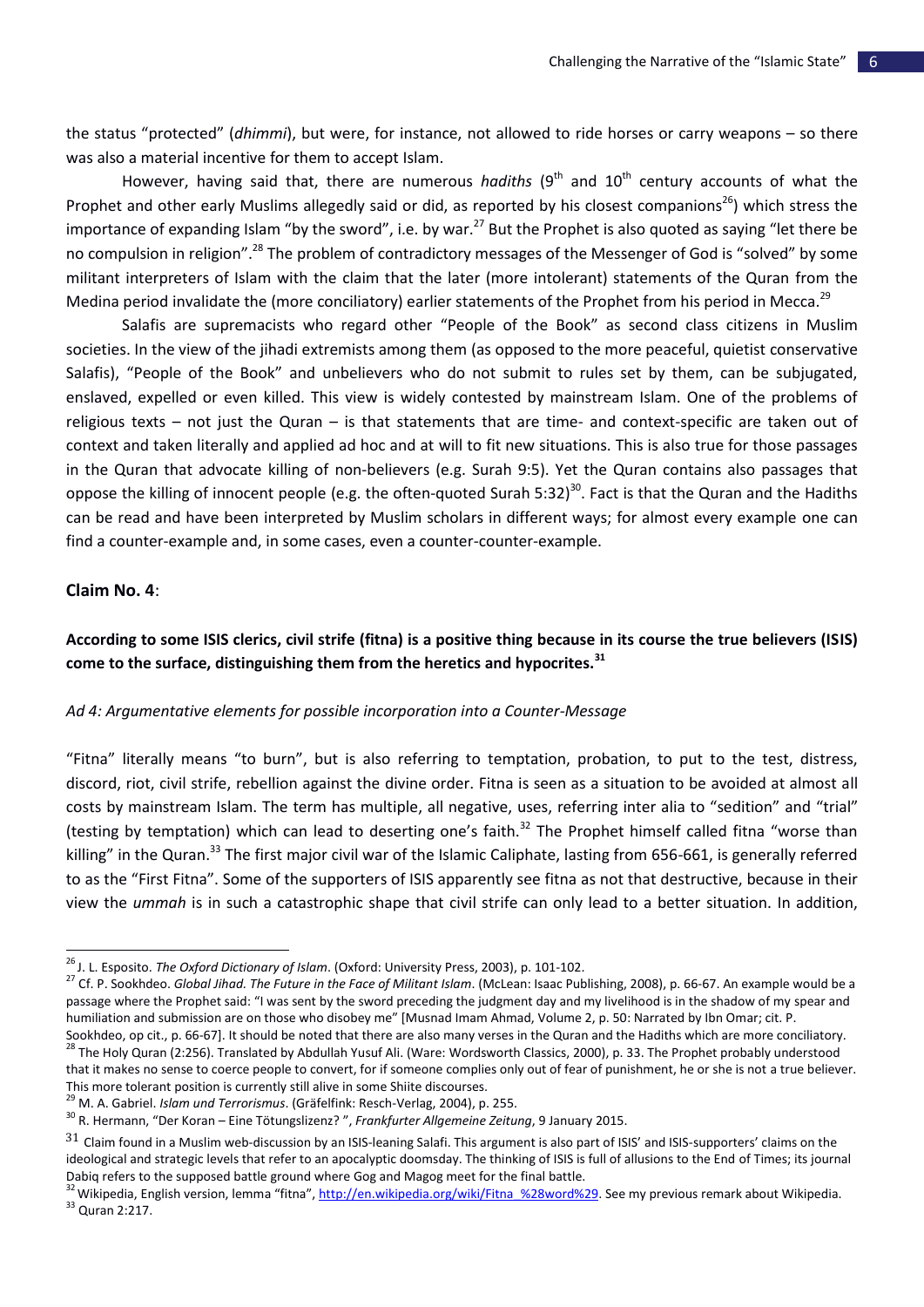the status "protected" (*dhimmi*), but were, for instance, not allowed to ride horses or carry weapons – so there was also a material incentive for them to accept Islam.

However, having said that, there are numerous *hadiths* (9th and 10th century accounts of what the Prophet and other early Muslims allegedly said or did, as reported by his closest companions[26]) which stress the importance of expanding Islam "by the sword", i.e. by war.[27] But the Prophet is also quoted as saying "let there be no compulsion in religion".[28] The problem of contradictory messages of the Messenger of God is "solved" by some militant interpreters of Islam with the claim that the later (more intolerant) statements of the Quran from the Medina period invalidate the (more conciliatory) earlier statements of the Prophet from his period in Mecca.[29]

Salafis are supremacists who regard other "People of the Book" as second class citizens in Muslim societies. In the view of the jihadi extremists among them (as opposed to the more peaceful, quietist conservative Salafis), "People of the Book" and unbelievers who do not submit to rules set by them, can be subjugated, enslaved, expelled or even killed. This view is widely contested by mainstream Islam. One of the problems of religious texts – not just the Quran – is that statements that are time- and context-specific are taken out of context and taken literally and applied ad hoc and at will to fit new situations. This is also true for those passages in the Quran that advocate killing of non-believers (e.g. Surah 9:5). Yet the Quran contains also passages that oppose the killing of innocent people (e.g. the often-quoted Surah 5:32)[30]. Fact is that the Quran and the Hadiths can be read and have been interpreted by Muslim scholars in different ways; for almost every example one can find a counter-example and, in some cases, even a counter-counter-example.

**Claim No. 4**:

**According to some ISIS clerics, civil strife (fitna) is a positive thing because in its course the true believers (ISIS) come to the surface, distinguishing them from the heretics and hypocrites.[31]**

*Ad 4: Argumentative elements for possible incorporation into a Counter-Message*

"Fitna" literally means "to burn", but is also referring to temptation, probation, to put to the test, distress, discord, riot, civil strife, rebellion against the divine order. Fitna is seen as a situation to be avoided at almost all costs by mainstream Islam. The term has multiple, all negative, uses, referring inter alia to "sedition" and "trial" (testing by temptation) which can lead to deserting one's faith.[32] The Prophet himself called fitna "worse than killing" in the Quran.[33] The first major civil war of the Islamic Caliphate, lasting from 656-661, is generally referred to as the "First Fitna". Some of the supporters of ISIS apparently see fitna as not that destructive, because in their view the *ummah* is in such a catastrophic shape that civil strife can only lead to a better situation. In addition,

---

[26] J. L. Esposito. *The Oxford Dictionary of Islam*. (Oxford: University Press, 2003), p. 101-102.

[27] Cf. P. Sookhdeo. *Global Jihad. The Future in the Face of Militant Islam*. (McLean: Isaac Publishing, 2008), p. 66-67. An example would be a passage where the Prophet said: "I was sent by the sword preceding the judgment day and my livelihood is in the shadow of my spear and humiliation and submission are on those who disobey me" [Musnad Imam Ahmad, Volume 2, p. 50: Narrated by Ibn Omar; cit. P. Sookhdeo, op cit., p. 66-67]. It should be noted that there are also many verses in the Quran and the Hadiths which are more conciliatory.

[28] The Holy Quran (2:256). Translated by Abdullah Yusuf Ali. (Ware: Wordsworth Classics, 2000), p. 33. The Prophet probably understood that it makes no sense to coerce people to convert, for if someone complies only out of fear of punishment, he or she is not a true believer. This more tolerant position is currently still alive in some Shiite discourses.

[29] M. A. Gabriel. *Islam und Terrorismus*. (Gräfelfink: Resch-Verlag, 2004), p. 255.

[30] R. Hermann, "Der Koran – Eine Tötungslizenz? ", *Frankfurter Allgemeine Zeitung*, 9 January 2015.

[31] Claim found in a Muslim web-discussion by an ISIS-leaning Salafi. This argument is also part of ISIS' and ISIS-supporters' claims on the ideological and strategic levels that refer to an apocalyptic doomsday. The thinking of ISIS is full of allusions to the End of Times; its journal Dabiq refers to the supposed battle ground where Gog and Magog meet for the final battle.

[32] Wikipedia, English version, lemma "fitna", http://en.wikipedia.org/wiki/Fitna_%28word%29. See my previous remark about Wikipedia.

[33] Quran 2:217.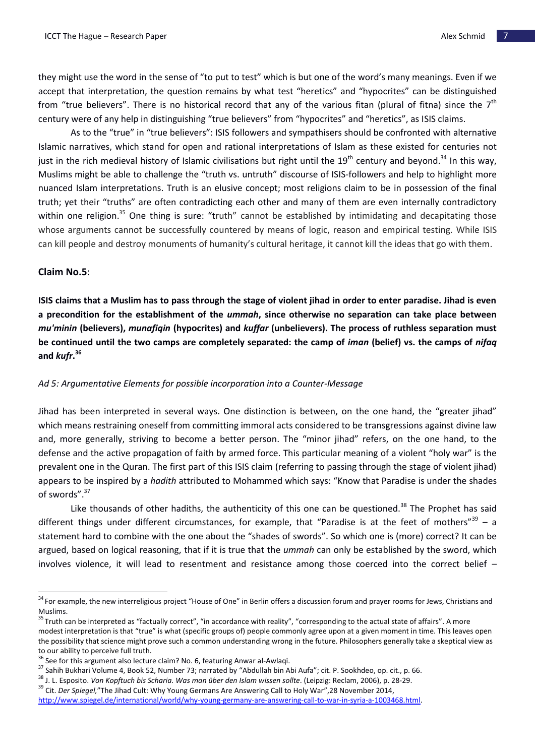they might use the word in the sense of "to put to test" which is but one of the word's many meanings. Even if we accept that interpretation, the question remains by what test "heretics" and "hypocrites" can be distinguished from "true believers". There is no historical record that any of the various fitan (plural of fitna) since the 7th century were of any help in distinguishing "true believers" from "hypocrites" and "heretics", as ISIS claims.

As to the "true" in "true believers": ISIS followers and sympathisers should be confronted with alternative Islamic narratives, which stand for open and rational interpretations of Islam as these existed for centuries not just in the rich medieval history of Islamic civilisations but right until the 19th century and beyond.[34] In this way, Muslims might be able to challenge the "truth vs. untruth" discourse of ISIS-followers and help to highlight more nuanced Islam interpretations. Truth is an elusive concept; most religions claim to be in possession of the final truth; yet their "truths" are often contradicting each other and many of them are even internally contradictory within one religion.[35] One thing is sure: "truth" cannot be established by intimidating and decapitating those whose arguments cannot be successfully countered by means of logic, reason and empirical testing. While ISIS can kill people and destroy monuments of humanity's cultural heritage, it cannot kill the ideas that go with them.

### Claim No.5:

**ISIS claims that a Muslim has to pass through the stage of violent jihad in order to enter paradise. Jihad is even a precondition for the establishment of the *ummah*, since otherwise no separation can take place between *mu'minin* (believers), *munafiqin* (hypocrites) and *kuffar* (unbelievers). The process of ruthless separation must be continued until the two camps are completely separated: the camp of *iman* (belief) vs. the camps of *nifaq* and *kufr*.[36]**

*Ad 5: Argumentative Elements for possible incorporation into a Counter-Message*

Jihad has been interpreted in several ways. One distinction is between, on the one hand, the "greater jihad" which means restraining oneself from committing immoral acts considered to be transgressions against divine law and, more generally, striving to become a better person. The "minor jihad" refers, on the one hand, to the defense and the active propagation of faith by armed force. This particular meaning of a violent "holy war" is the prevalent one in the Quran. The first part of this ISIS claim (referring to passing through the stage of violent jihad) appears to be inspired by a *hadith* attributed to Mohammed which says: "Know that Paradise is under the shades of swords".[37]

Like thousands of other hadiths, the authenticity of this one can be questioned.[38] The Prophet has said different things under different circumstances, for example, that "Paradise is at the feet of mothers"[39] – a statement hard to combine with the one about the "shades of swords". So which one is (more) correct? It can be argued, based on logical reasoning, that if it is true that the *ummah* can only be established by the sword, which involves violence, it will lead to resentment and resistance among those coerced into the correct belief –

---

[34] For example, the new interreligious project "House of One" in Berlin offers a discussion forum and prayer rooms for Jews, Christians and Muslims.

[35] Truth can be interpreted as "factually correct", "in accordance with reality", "corresponding to the actual state of affairs". A more modest interpretation is that "true" is what (specific groups of) people commonly agree upon at a given moment in time. This leaves open the possibility that science might prove such a common understanding wrong in the future. Philosophers generally take a skeptical view as to our ability to perceive full truth.

[36] See for this argument also lecture claim? No. 6, featuring Anwar al-Awlaqi.

[37] Sahih Bukhari Volume 4, Book 52, Number 73; narrated by "Abdullah bin Abi Aufa"; cit. P. Sookhdeo, op. cit., p. 66.

[38] J. L. Esposito. *Von Kopftuch bis Scharia. Was man über den Islam wissen sollte*. (Leipzig: Reclam, 2006), p. 28-29.

[39] Cit. *Der Spiegel,*"The Jihad Cult: Why Young Germans Are Answering Call to Holy War",28 November 2014, http://www.spiegel.de/international/world/why-young-germany-are-answering-call-to-war-in-syria-a-1003468.html.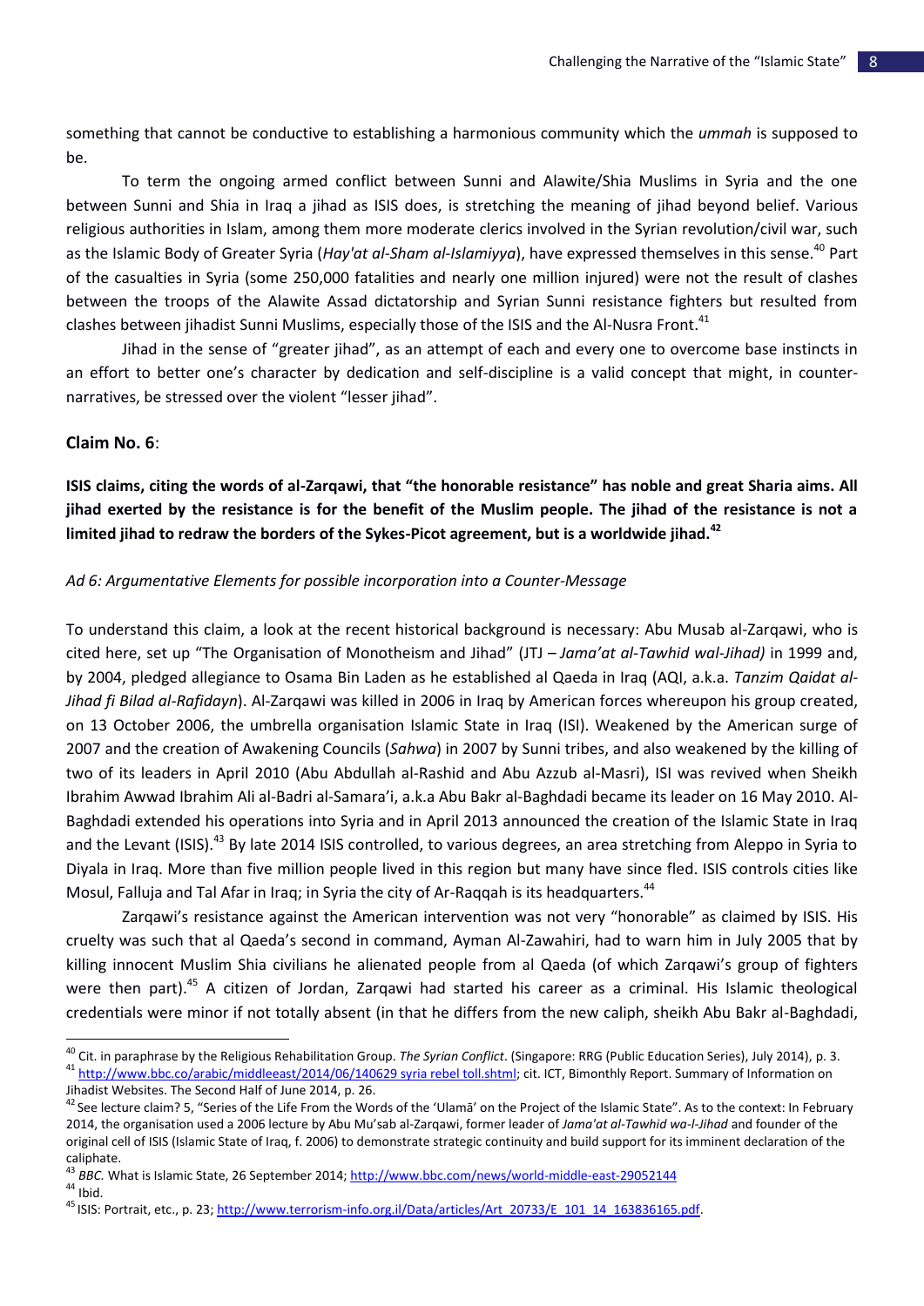something that cannot be conductive to establishing a harmonious community which the *ummah* is supposed to be.

To term the ongoing armed conflict between Sunni and Alawite/Shia Muslims in Syria and the one between Sunni and Shia in Iraq a jihad as ISIS does, is stretching the meaning of jihad beyond belief. Various religious authorities in Islam, among them more moderate clerics involved in the Syrian revolution/civil war, such as the Islamic Body of Greater Syria (*Hay'at al-Sham al-Islamiyya*), have expressed themselves in this sense.[40] Part of the casualties in Syria (some 250,000 fatalities and nearly one million injured) were not the result of clashes between the troops of the Alawite Assad dictatorship and Syrian Sunni resistance fighters but resulted from clashes between jihadist Sunni Muslims, especially those of the ISIS and the Al-Nusra Front.[41]

Jihad in the sense of "greater jihad", as an attempt of each and every one to overcome base instincts in an effort to better one's character by dedication and self-discipline is a valid concept that might, in counter-narratives, be stressed over the violent "lesser jihad".

### Claim No. 6:

**ISIS claims, citing the words of al-Zarqawi, that "the honorable resistance" has noble and great Sharia aims. All jihad exerted by the resistance is for the benefit of the Muslim people. The jihad of the resistance is not a limited jihad to redraw the borders of the Sykes-Picot agreement, but is a worldwide jihad.[42]**

*Ad 6: Argumentative Elements for possible incorporation into a Counter-Message*

To understand this claim, a look at the recent historical background is necessary: Abu Musab al-Zarqawi, who is cited here, set up "The Organisation of Monotheism and Jihad" (JTJ – *Jama'at al-Tawhid wal-Jihad)* in 1999 and, by 2004, pledged allegiance to Osama Bin Laden as he established al Qaeda in Iraq (AQI, a.k.a. *Tanzim Qaidat al-Jihad fi Bilad al-Rafidayn*). Al-Zarqawi was killed in 2006 in Iraq by American forces whereupon his group created, on 13 October 2006, the umbrella organisation Islamic State in Iraq (ISI). Weakened by the American surge of 2007 and the creation of Awakening Councils (*Sahwa*) in 2007 by Sunni tribes, and also weakened by the killing of two of its leaders in April 2010 (Abu Abdullah al-Rashid and Abu Azzub al-Masri), ISI was revived when Sheikh Ibrahim Awwad Ibrahim Ali al-Badri al-Samara'i, a.k.a Abu Bakr al-Baghdadi became its leader on 16 May 2010. Al-Baghdadi extended his operations into Syria and in April 2013 announced the creation of the Islamic State in Iraq and the Levant (ISIS).[43] By late 2014 ISIS controlled, to various degrees, an area stretching from Aleppo in Syria to Diyala in Iraq. More than five million people lived in this region but many have since fled. ISIS controls cities like Mosul, Falluja and Tal Afar in Iraq; in Syria the city of Ar-Raqqah is its headquarters.[44]

Zarqawi's resistance against the American intervention was not very "honorable" as claimed by ISIS. His cruelty was such that al Qaeda's second in command, Ayman Al-Zawahiri, had to warn him in July 2005 that by killing innocent Muslim Shia civilians he alienated people from al Qaeda (of which Zarqawi's group of fighters were then part).[45] A citizen of Jordan, Zarqawi had started his career as a criminal. His Islamic theological credentials were minor if not totally absent (in that he differs from the new caliph, sheikh Abu Bakr al-Baghdadi,

---

[40] Cit. in paraphrase by the Religious Rehabilitation Group. *The Syrian Conflict*. (Singapore: RRG (Public Education Series), July 2014), p. 3.

[41] http://www.bbc.co/arabic/middleeast/2014/06/140629 syria rebel toll.shtml; cit. ICT, Bimonthly Report. Summary of Information on Jihadist Websites. The Second Half of June 2014, p. 26.

[42] See lecture claim? 5, "Series of the Life From the Words of the 'Ulamā' on the Project of the Islamic State". As to the context: In February 2014, the organisation used a 2006 lecture by Abu Mu'sab al-Zarqawi, former leader of *Jama'at al-Tawhid wa-l-Jihad* and founder of the original cell of ISIS (Islamic State of Iraq, f. 2006) to demonstrate strategic continuity and build support for its imminent declaration of the caliphate.

[43] *BBC.* What is Islamic State, 26 September 2014; http://www.bbc.com/news/world-middle-east-29052144

[44] Ibid.

[45] ISIS: Portrait, etc., p. 23; http://www.terrorism-info.org.il/Data/articles/Art_20733/E_101_14_163836165.pdf.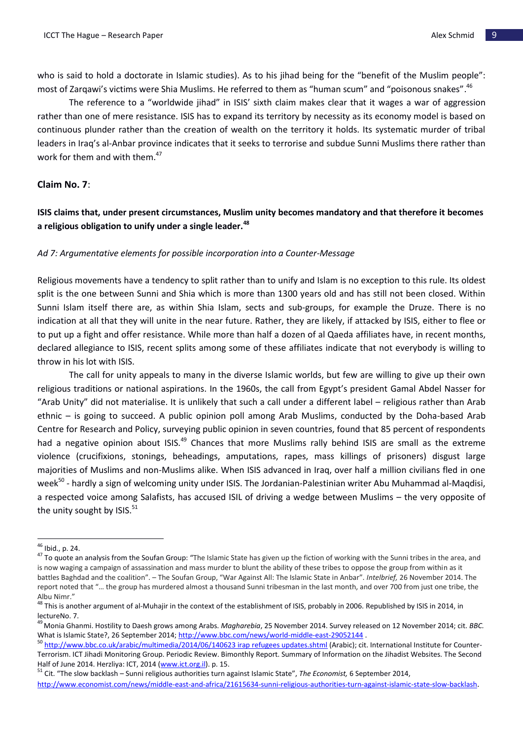who is said to hold a doctorate in Islamic studies). As to his jihad being for the "benefit of the Muslim people": most of Zarqawi's victims were Shia Muslims. He referred to them as "human scum" and "poisonous snakes".[46]

The reference to a "worldwide jihad" in ISIS' sixth claim makes clear that it wages a war of aggression rather than one of mere resistance. ISIS has to expand its territory by necessity as its economy model is based on continuous plunder rather than the creation of wealth on the territory it holds. Its systematic murder of tribal leaders in Iraq's al-Anbar province indicates that it seeks to terrorise and subdue Sunni Muslims there rather than work for them and with them.[47]

### Claim No. 7:

**ISIS claims that, under present circumstances, Muslim unity becomes mandatory and that therefore it becomes a religious obligation to unify under a single leader.[48]**

*Ad 7: Argumentative elements for possible incorporation into a Counter-Message*

Religious movements have a tendency to split rather than to unify and Islam is no exception to this rule. Its oldest split is the one between Sunni and Shia which is more than 1300 years old and has still not been closed. Within Sunni Islam itself there are, as within Shia Islam, sects and sub-groups, for example the Druze. There is no indication at all that they will unite in the near future. Rather, they are likely, if attacked by ISIS, either to flee or to put up a fight and offer resistance. While more than half a dozen of al Qaeda affiliates have, in recent months, declared allegiance to ISIS, recent splits among some of these affiliates indicate that not everybody is willing to throw in his lot with ISIS.

The call for unity appeals to many in the diverse Islamic worlds, but few are willing to give up their own religious traditions or national aspirations. In the 1960s, the call from Egypt's president Gamal Abdel Nasser for "Arab Unity" did not materialise. It is unlikely that such a call under a different label – religious rather than Arab ethnic – is going to succeed. A public opinion poll among Arab Muslims, conducted by the Doha-based Arab Centre for Research and Policy, surveying public opinion in seven countries, found that 85 percent of respondents had a negative opinion about ISIS.[49] Chances that more Muslims rally behind ISIS are small as the extreme violence (crucifixions, stonings, beheadings, amputations, rapes, mass killings of prisoners) disgust large majorities of Muslims and non-Muslims alike. When ISIS advanced in Iraq, over half a million civilians fled in one week[50] - hardly a sign of welcoming unity under ISIS. The Jordanian-Palestinian writer Abu Muhammad al-Maqdisi, a respected voice among Salafists, has accused ISIL of driving a wedge between Muslims – the very opposite of the unity sought by ISIS.[51]

---

[46] Ibid., p. 24.

[47] To quote an analysis from the Soufan Group: "The Islamic State has given up the fiction of working with the Sunni tribes in the area, and is now waging a campaign of assassination and mass murder to blunt the ability of these tribes to oppose the group from within as it battles Baghdad and the coalition". – The Soufan Group, "War Against All: The Islamic State in Anbar". *Intelbrief,* 26 November 2014. The report noted that "… the group has murdered almost a thousand Sunni tribesman in the last month, and over 700 from just one tribe, the Albu Nimr."

[48] This is another argument of al-Muhajir in the context of the establishment of ISIS, probably in 2006. Republished by ISIS in 2014, in lectureNo. 7.

[49] Monia Ghanmi. Hostility to Daesh grows among Arabs. *Magharebia*, 25 November 2014. Survey released on 12 November 2014; cit. *BBC.* What is Islamic State?, 26 September 2014; http://www.bbc.com/news/world-middle-east-29052144 .

[50] http://www.bbc.co.uk/arabic/multimedia/2014/06/140623 irap refugees updates.shtml (Arabic); cit. International Institute for Counter-Terrorism. ICT Jihadi Monitoring Group. Periodic Review. Bimonthly Report. Summary of Information on the Jihadist Websites. The Second Half of June 2014. Herzliya: ICT, 2014 (www.ict.org.il). p. 15.

[51] Cit. "The slow backlash – Sunni religious authorities turn against Islamic State", *The Economist,* 6 September 2014, http://www.economist.com/news/middle-east-and-africa/21615634-sunni-religious-authorities-turn-against-islamic-state-slow-backlash.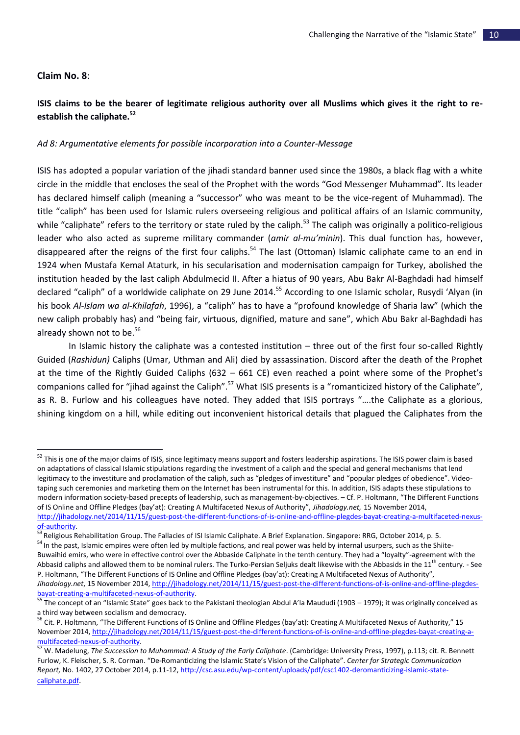**Claim No. 8**:

**ISIS claims to be the bearer of legitimate religious authority over all Muslims which gives it the right to re-establish the caliphate.[52]**

*Ad 8: Argumentative elements for possible incorporation into a Counter-Message*

ISIS has adopted a popular variation of the jihadi standard banner used since the 1980s, a black flag with a white circle in the middle that encloses the seal of the Prophet with the words "God Messenger Muhammad". Its leader has declared himself caliph (meaning a "successor" who was meant to be the vice-regent of Muhammad). The title "caliph" has been used for Islamic rulers overseeing religious and political affairs of an Islamic community, while "caliphate" refers to the territory or state ruled by the caliph.[53] The caliph was originally a politico-religious leader who also acted as supreme military commander (*amir al-mu'minin*). This dual function has, however, disappeared after the reigns of the first four caliphs.[54] The last (Ottoman) Islamic caliphate came to an end in 1924 when Mustafa Kemal Ataturk, in his secularisation and modernisation campaign for Turkey, abolished the institution headed by the last caliph Abdulmecid II. After a hiatus of 90 years, Abu Bakr Al-Baghdadi had himself declared "caliph" of a worldwide caliphate on 29 June 2014.[55] According to one Islamic scholar, Rusydi 'Alyan (in his book *Al-Islam wa al-Khilafah*, 1996), a "caliph" has to have a "profound knowledge of Sharia law" (which the new caliph probably has) and "being fair, virtuous, dignified, mature and sane", which Abu Bakr al-Baghdadi has already shown not to be.[56]

In Islamic history the caliphate was a contested institution – three out of the first four so-called Rightly Guided (*Rashidun)* Caliphs (Umar, Uthman and Ali) died by assassination. Discord after the death of the Prophet at the time of the Rightly Guided Caliphs (632 – 661 CE) even reached a point where some of the Prophet's companions called for "jihad against the Caliph".[57] What ISIS presents is a "romanticized history of the Caliphate", as R. B. Furlow and his colleagues have noted. They added that ISIS portrays "….the Caliphate as a glorious, shining kingdom on a hill, while editing out inconvenient historical details that plagued the Caliphates from the

---

[52] This is one of the major claims of ISIS, since legitimacy means support and fosters leadership aspirations. The ISIS power claim is based on adaptations of classical Islamic stipulations regarding the investment of a caliph and the special and general mechanisms that lend legitimacy to the investiture and proclamation of the caliph, such as "pledges of investiture" and "popular pledges of obedience". Video-taping such ceremonies and marketing them on the Internet has been instrumental for this. In addition, ISIS adapts these stipulations to modern information society-based precepts of leadership, such as management-by-objectives. – Cf. P. Holtmann, "The Different Functions of IS Online and Offline Pledges (bay'at): Creating A Multifaceted Nexus of Authority", *Jihadology.net,* 15 November 2014, http://jihadology.net/2014/11/15/guest-post-the-different-functions-of-is-online-and-offline-plegdes-bayat-creating-a-multifaceted-nexus-of-authority.

[53] Religious Rehabilitation Group. The Fallacies of ISI Islamic Caliphate. A Brief Explanation. Singapore: RRG, October 2014, p. 5.

[54] In the past, Islamic empires were often led by multiple factions, and real power was held by internal usurpers, such as the Shiite-Buwaihid emirs, who were in effective control over the Abbaside Caliphate in the tenth century. They had a "loyalty"-agreement with the Abbasid caliphs and allowed them to be nominal rulers. The Turko-Persian Seljuks dealt likewise with the Abbasids in the 11th century. - See P. Holtmann, "The Different Functions of IS Online and Offline Pledges (bay'at): Creating A Multifaceted Nexus of Authority", *Jihadology.net*, 15 November 2014, http://jihadology.net/2014/11/15/guest-post-the-different-functions-of-is-online-and-offline-plegdes-bayat-creating-a-multifaceted-nexus-of-authority.

[55] The concept of an "Islamic State" goes back to the Pakistani theologian Abdul A'la Maududi (1903 – 1979); it was originally conceived as a third way between socialism and democracy.

[56] Cit. P. Holtmann, "The Different Functions of IS Online and Offline Pledges (bay'at): Creating A Multifaceted Nexus of Authority," 15 November 2014, http://jihadology.net/2014/11/15/guest-post-the-different-functions-of-is-online-and-offline-plegdes-bayat-creating-a-multifaceted-nexus-of-authority.

[57] W. Madelung, *The Succession to Muhammad: A Study of the Early Caliphate*. (Cambridge: University Press, 1997), p.113; cit. R. Bennett Furlow, K. Fleischer, S. R. Corman. "De-Romanticizing the Islamic State's Vision of the Caliphate". *Center for Strategic Communication Report,* No. 1402, 27 October 2014, p.11-12, http://csc.asu.edu/wp-content/uploads/pdf/csc1402-deromanticizing-islamic-state-caliphate.pdf.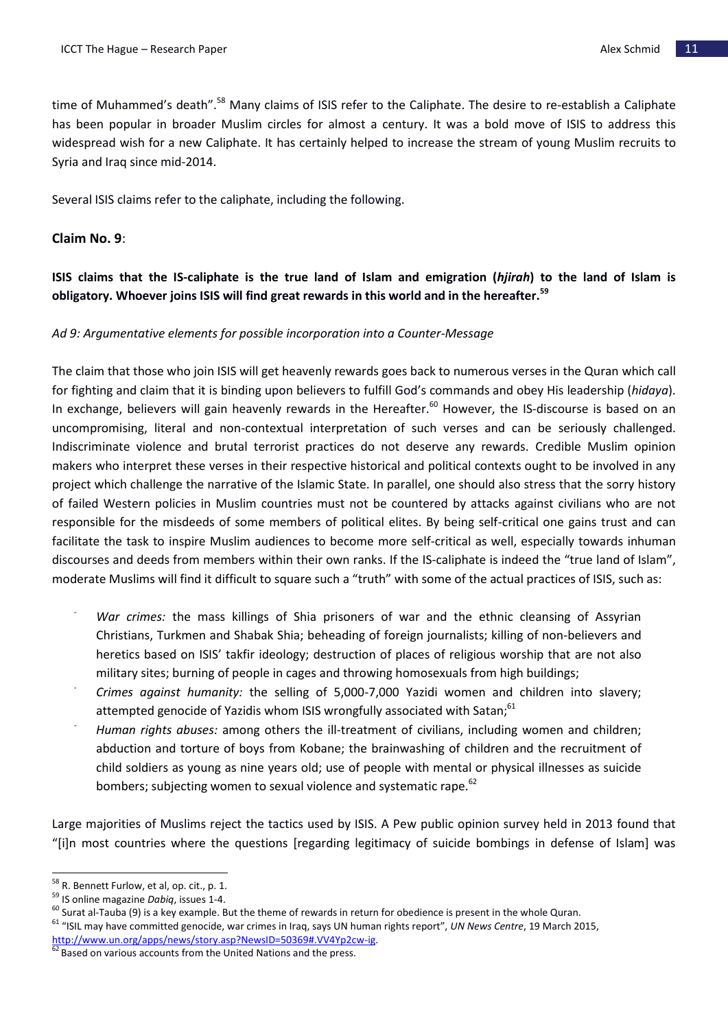time of Muhammed's death".[58] Many claims of ISIS refer to the Caliphate. The desire to re-establish a Caliphate has been popular in broader Muslim circles for almost a century. It was a bold move of ISIS to address this widespread wish for a new Caliphate. It has certainly helped to increase the stream of young Muslim recruits to Syria and Iraq since mid-2014.

Several ISIS claims refer to the caliphate, including the following.

### Claim No. 9:

**ISIS claims that the IS-caliphate is the true land of Islam and emigration (*hjirah*) to the land of Islam is obligatory. Whoever joins ISIS will find great rewards in this world and in the hereafter.[59]**

*Ad 9: Argumentative elements for possible incorporation into a Counter-Message*

The claim that those who join ISIS will get heavenly rewards goes back to numerous verses in the Quran which call for fighting and claim that it is binding upon believers to fulfill God's commands and obey His leadership (*hidaya*). In exchange, believers will gain heavenly rewards in the Hereafter.[60] However, the IS-discourse is based on an uncompromising, literal and non-contextual interpretation of such verses and can be seriously challenged. Indiscriminate violence and brutal terrorist practices do not deserve any rewards. Credible Muslim opinion makers who interpret these verses in their respective historical and political contexts ought to be involved in any project which challenge the narrative of the Islamic State. In parallel, one should also stress that the sorry history of failed Western policies in Muslim countries must not be countered by attacks against civilians who are not responsible for the misdeeds of some members of political elites. By being self-critical one gains trust and can facilitate the task to inspire Muslim audiences to become more self-critical as well, especially towards inhuman discourses and deeds from members within their own ranks. If the IS-caliphate is indeed the "true land of Islam", moderate Muslims will find it difficult to square such a "truth" with some of the actual practices of ISIS, such as:

- *War crimes:* the mass killings of Shia prisoners of war and the ethnic cleansing of Assyrian Christians, Turkmen and Shabak Shia; beheading of foreign journalists; killing of non-believers and heretics based on ISIS' takfir ideology; destruction of places of religious worship that are not also military sites; burning of people in cages and throwing homosexuals from high buildings;
- *Crimes against humanity:* the selling of 5,000-7,000 Yazidi women and children into slavery; attempted genocide of Yazidis whom ISIS wrongfully associated with Satan;[61]
- *Human rights abuses:* among others the ill-treatment of civilians, including women and children; abduction and torture of boys from Kobane; the brainwashing of children and the recruitment of child soldiers as young as nine years old; use of people with mental or physical illnesses as suicide bombers; subjecting women to sexual violence and systematic rape.[62]

Large majorities of Muslims reject the tactics used by ISIS. A Pew public opinion survey held in 2013 found that "[i]n most countries where the questions [regarding legitimacy of suicide bombings in defense of Islam] was

---

[58] R. Bennett Furlow, et al, op. cit., p. 1.

[59] IS online magazine *Dabiq*, issues 1-4.

[60] Surat al-Tauba (9) is a key example. But the theme of rewards in return for obedience is present in the whole Quran.

[61] "ISIL may have committed genocide, war crimes in Iraq, says UN human rights report", *UN News Centre*, 19 March 2015, http://www.un.org/apps/news/story.asp?NewsID=50369#.VV4Yp2cw-ig.

[62] Based on various accounts from the United Nations and the press.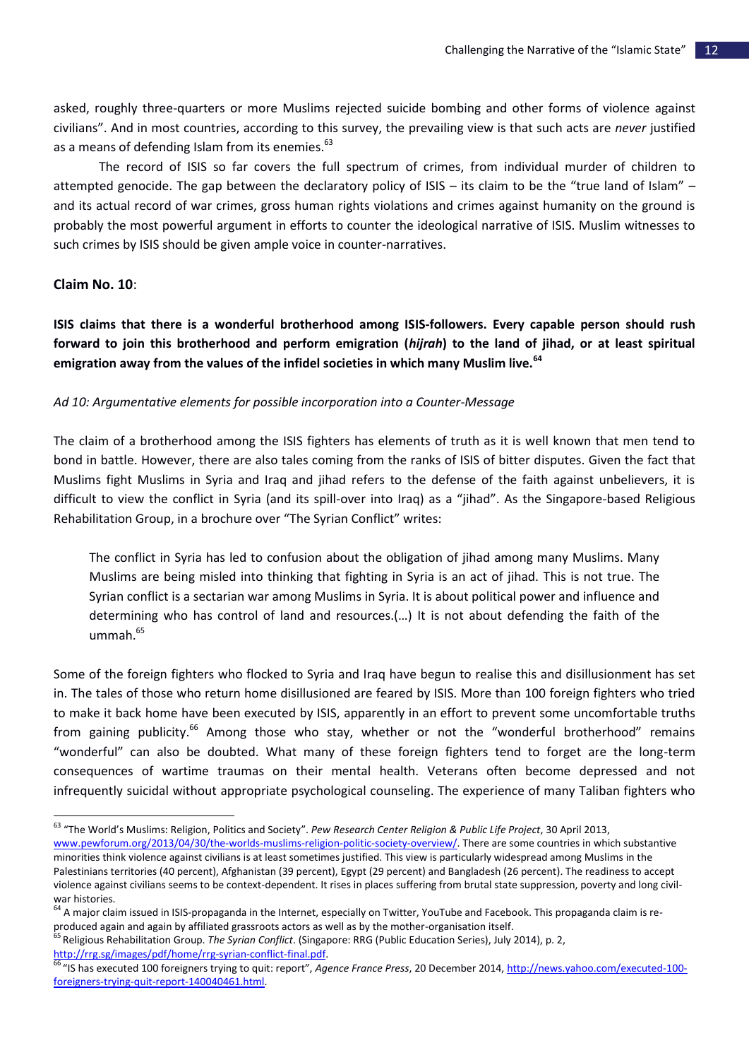asked, roughly three-quarters or more Muslims rejected suicide bombing and other forms of violence against civilians". And in most countries, according to this survey, the prevailing view is that such acts are *never* justified as a means of defending Islam from its enemies.[63]

The record of ISIS so far covers the full spectrum of crimes, from individual murder of children to attempted genocide. The gap between the declaratory policy of ISIS – its claim to be the "true land of Islam" – and its actual record of war crimes, gross human rights violations and crimes against humanity on the ground is probably the most powerful argument in efforts to counter the ideological narrative of ISIS. Muslim witnesses to such crimes by ISIS should be given ample voice in counter-narratives.

### Claim No. 10:

**ISIS claims that there is a wonderful brotherhood among ISIS-followers. Every capable person should rush forward to join this brotherhood and perform emigration (*hijrah*) to the land of jihad, or at least spiritual emigration away from the values of the infidel societies in which many Muslim live.[64]**

*Ad 10: Argumentative elements for possible incorporation into a Counter-Message*

The claim of a brotherhood among the ISIS fighters has elements of truth as it is well known that men tend to bond in battle. However, there are also tales coming from the ranks of ISIS of bitter disputes. Given the fact that Muslims fight Muslims in Syria and Iraq and jihad refers to the defense of the faith against unbelievers, it is difficult to view the conflict in Syria (and its spill-over into Iraq) as a "jihad". As the Singapore-based Religious Rehabilitation Group, in a brochure over "The Syrian Conflict" writes:

> The conflict in Syria has led to confusion about the obligation of jihad among many Muslims. Many Muslims are being misled into thinking that fighting in Syria is an act of jihad. This is not true. The Syrian conflict is a sectarian war among Muslims in Syria. It is about political power and influence and determining who has control of land and resources.(…) It is not about defending the faith of the ummah.[65]

Some of the foreign fighters who flocked to Syria and Iraq have begun to realise this and disillusionment has set in. The tales of those who return home disillusioned are feared by ISIS. More than 100 foreign fighters who tried to make it back home have been executed by ISIS, apparently in an effort to prevent some uncomfortable truths from gaining publicity.[66] Among those who stay, whether or not the "wonderful brotherhood" remains "wonderful" can also be doubted. What many of these foreign fighters tend to forget are the long-term consequences of wartime traumas on their mental health. Veterans often become depressed and not infrequently suicidal without appropriate psychological counseling. The experience of many Taliban fighters who

---

[63] "The World's Muslims: Religion, Politics and Society". *Pew Research Center Religion & Public Life Project*, 30 April 2013, www.pewforum.org/2013/04/30/the-worlds-muslims-religion-politic-society-overview/. There are some countries in which substantive minorities think violence against civilians is at least sometimes justified. This view is particularly widespread among Muslims in the Palestinians territories (40 percent), Afghanistan (39 percent), Egypt (29 percent) and Bangladesh (26 percent). The readiness to accept violence against civilians seems to be context-dependent. It rises in places suffering from brutal state suppression, poverty and long civil-war histories.

[64] A major claim issued in ISIS-propaganda in the Internet, especially on Twitter, YouTube and Facebook. This propaganda claim is re-produced again and again by affiliated grassroots actors as well as by the mother-organisation itself.

[65] Religious Rehabilitation Group. *The Syrian Conflict*. (Singapore: RRG (Public Education Series), July 2014), p. 2, http://rrg.sg/images/pdf/home/rrg-syrian-conflict-final.pdf.

[66] "IS has executed 100 foreigners trying to quit: report", *Agence France Press*, 20 December 2014, http://news.yahoo.com/executed-100-foreigners-trying-quit-report-140040461.html.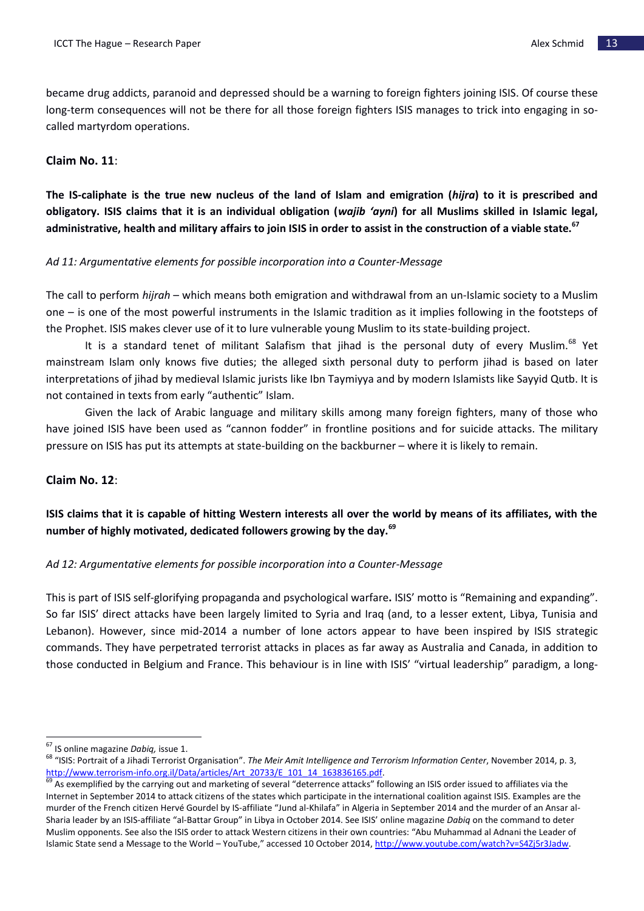became drug addicts, paranoid and depressed should be a warning to foreign fighters joining ISIS. Of course these long-term consequences will not be there for all those foreign fighters ISIS manages to trick into engaging in so-called martyrdom operations.

**Claim No. 11**:

**The IS-caliphate is the true new nucleus of the land of Islam and emigration (*hijra*) to it is prescribed and obligatory. ISIS claims that it is an individual obligation (*wajib 'ayni*) for all Muslims skilled in Islamic legal, administrative, health and military affairs to join ISIS in order to assist in the construction of a viable state.**[67]

*Ad 11: Argumentative elements for possible incorporation into a Counter-Message*

The call to perform *hijrah* – which means both emigration and withdrawal from an un-Islamic society to a Muslim one – is one of the most powerful instruments in the Islamic tradition as it implies following in the footsteps of the Prophet. ISIS makes clever use of it to lure vulnerable young Muslim to its state-building project.

It is a standard tenet of militant Salafism that jihad is the personal duty of every Muslim.[68] Yet mainstream Islam only knows five duties; the alleged sixth personal duty to perform jihad is based on later interpretations of jihad by medieval Islamic jurists like Ibn Taymiyya and by modern Islamists like Sayyid Qutb. It is not contained in texts from early "authentic" Islam.

Given the lack of Arabic language and military skills among many foreign fighters, many of those who have joined ISIS have been used as "cannon fodder" in frontline positions and for suicide attacks. The military pressure on ISIS has put its attempts at state-building on the backburner – where it is likely to remain.

**Claim No. 12**:

**ISIS claims that it is capable of hitting Western interests all over the world by means of its affiliates, with the number of highly motivated, dedicated followers growing by the day.**[69]

*Ad 12: Argumentative elements for possible incorporation into a Counter-Message*

This is part of ISIS self-glorifying propaganda and psychological warfare**.** ISIS' motto is "Remaining and expanding". So far ISIS' direct attacks have been largely limited to Syria and Iraq (and, to a lesser extent, Libya, Tunisia and Lebanon). However, since mid-2014 a number of lone actors appear to have been inspired by ISIS strategic commands. They have perpetrated terrorist attacks in places as far away as Australia and Canada, in addition to those conducted in Belgium and France. This behaviour is in line with ISIS' "virtual leadership" paradigm, a long-

---

[67] IS online magazine *Dabiq,* issue 1.

[68] "ISIS: Portrait of a Jihadi Terrorist Organisation". *The Meir Amit Intelligence and Terrorism Information Center*, November 2014, p. 3, http://www.terrorism-info.org.il/Data/articles/Art_20733/E_101_14_163836165.pdf.

[69] As exemplified by the carrying out and marketing of several "deterrence attacks" following an ISIS order issued to affiliates via the Internet in September 2014 to attack citizens of the states which participate in the international coalition against ISIS. Examples are the murder of the French citizen Hervé Gourdel by IS-affiliate "Jund al-Khilafa" in Algeria in September 2014 and the murder of an Ansar al-Sharia leader by an ISIS-affiliate "al-Battar Group" in Libya in October 2014. See ISIS' online magazine *Dabiq* on the command to deter Muslim opponents. See also the ISIS order to attack Western citizens in their own countries: "Abu Muhammad al Adnani the Leader of Islamic State send a Message to the World – YouTube," accessed 10 October 2014, http://www.youtube.com/watch?v=S4Zj5r3Jadw.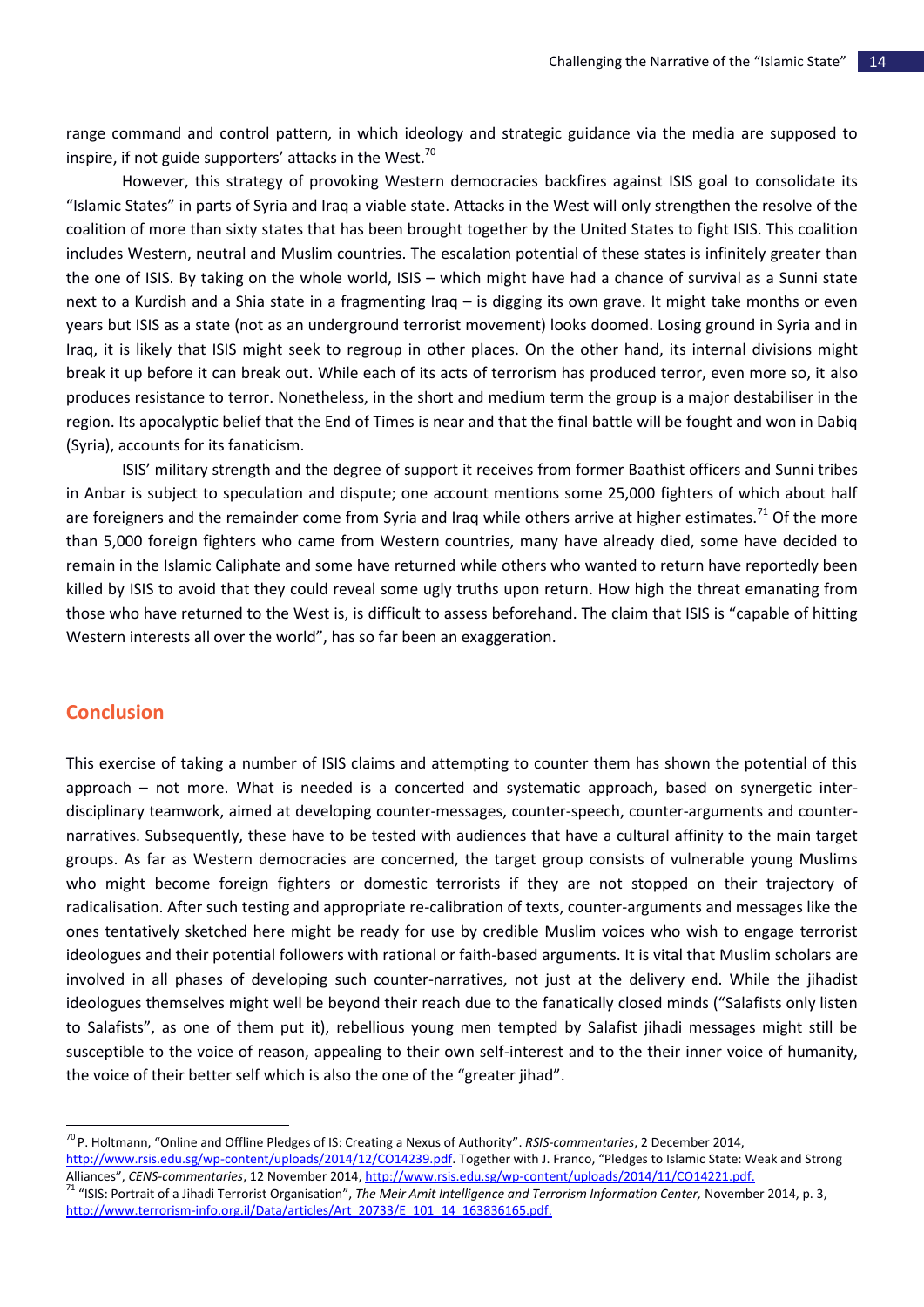range command and control pattern, in which ideology and strategic guidance via the media are supposed to inspire, if not guide supporters' attacks in the West.[70]

However, this strategy of provoking Western democracies backfires against ISIS goal to consolidate its "Islamic States" in parts of Syria and Iraq a viable state. Attacks in the West will only strengthen the resolve of the coalition of more than sixty states that has been brought together by the United States to fight ISIS. This coalition includes Western, neutral and Muslim countries. The escalation potential of these states is infinitely greater than the one of ISIS. By taking on the whole world, ISIS – which might have had a chance of survival as a Sunni state next to a Kurdish and a Shia state in a fragmenting Iraq – is digging its own grave. It might take months or even years but ISIS as a state (not as an underground terrorist movement) looks doomed. Losing ground in Syria and in Iraq, it is likely that ISIS might seek to regroup in other places. On the other hand, its internal divisions might break it up before it can break out. While each of its acts of terrorism has produced terror, even more so, it also produces resistance to terror. Nonetheless, in the short and medium term the group is a major destabiliser in the region. Its apocalyptic belief that the End of Times is near and that the final battle will be fought and won in Dabiq (Syria), accounts for its fanaticism.

ISIS' military strength and the degree of support it receives from former Baathist officers and Sunni tribes in Anbar is subject to speculation and dispute; one account mentions some 25,000 fighters of which about half are foreigners and the remainder come from Syria and Iraq while others arrive at higher estimates.[71] Of the more than 5,000 foreign fighters who came from Western countries, many have already died, some have decided to remain in the Islamic Caliphate and some have returned while others who wanted to return have reportedly been killed by ISIS to avoid that they could reveal some ugly truths upon return. How high the threat emanating from those who have returned to the West is, is difficult to assess beforehand. The claim that ISIS is "capable of hitting Western interests all over the world", has so far been an exaggeration.

## Conclusion

This exercise of taking a number of ISIS claims and attempting to counter them has shown the potential of this approach – not more. What is needed is a concerted and systematic approach, based on synergetic inter-disciplinary teamwork, aimed at developing counter-messages, counter-speech, counter-arguments and counter-narratives. Subsequently, these have to be tested with audiences that have a cultural affinity to the main target groups. As far as Western democracies are concerned, the target group consists of vulnerable young Muslims who might become foreign fighters or domestic terrorists if they are not stopped on their trajectory of radicalisation. After such testing and appropriate re-calibration of texts, counter-arguments and messages like the ones tentatively sketched here might be ready for use by credible Muslim voices who wish to engage terrorist ideologues and their potential followers with rational or faith-based arguments. It is vital that Muslim scholars are involved in all phases of developing such counter-narratives, not just at the delivery end. While the jihadist ideologues themselves might well be beyond their reach due to the fanatically closed minds ("Salafists only listen to Salafists", as one of them put it), rebellious young men tempted by Salafist jihadi messages might still be susceptible to the voice of reason, appealing to their own self-interest and to the their inner voice of humanity, the voice of their better self which is also the one of the "greater jihad".

---

[70] P. Holtmann, "Online and Offline Pledges of IS: Creating a Nexus of Authority". *RSIS-commentaries*, 2 December 2014, http://www.rsis.edu.sg/wp-content/uploads/2014/12/CO14239.pdf. Together with J. Franco, "Pledges to Islamic State: Weak and Strong Alliances", *CENS-commentaries*, 12 November 2014, http://www.rsis.edu.sg/wp-content/uploads/2014/11/CO14221.pdf.

[71] "ISIS: Portrait of a Jihadi Terrorist Organisation", *The Meir Amit Intelligence and Terrorism Information Center,* November 2014, p. 3, http://www.terrorism-info.org.il/Data/articles/Art_20733/E_101_14_163836165.pdf.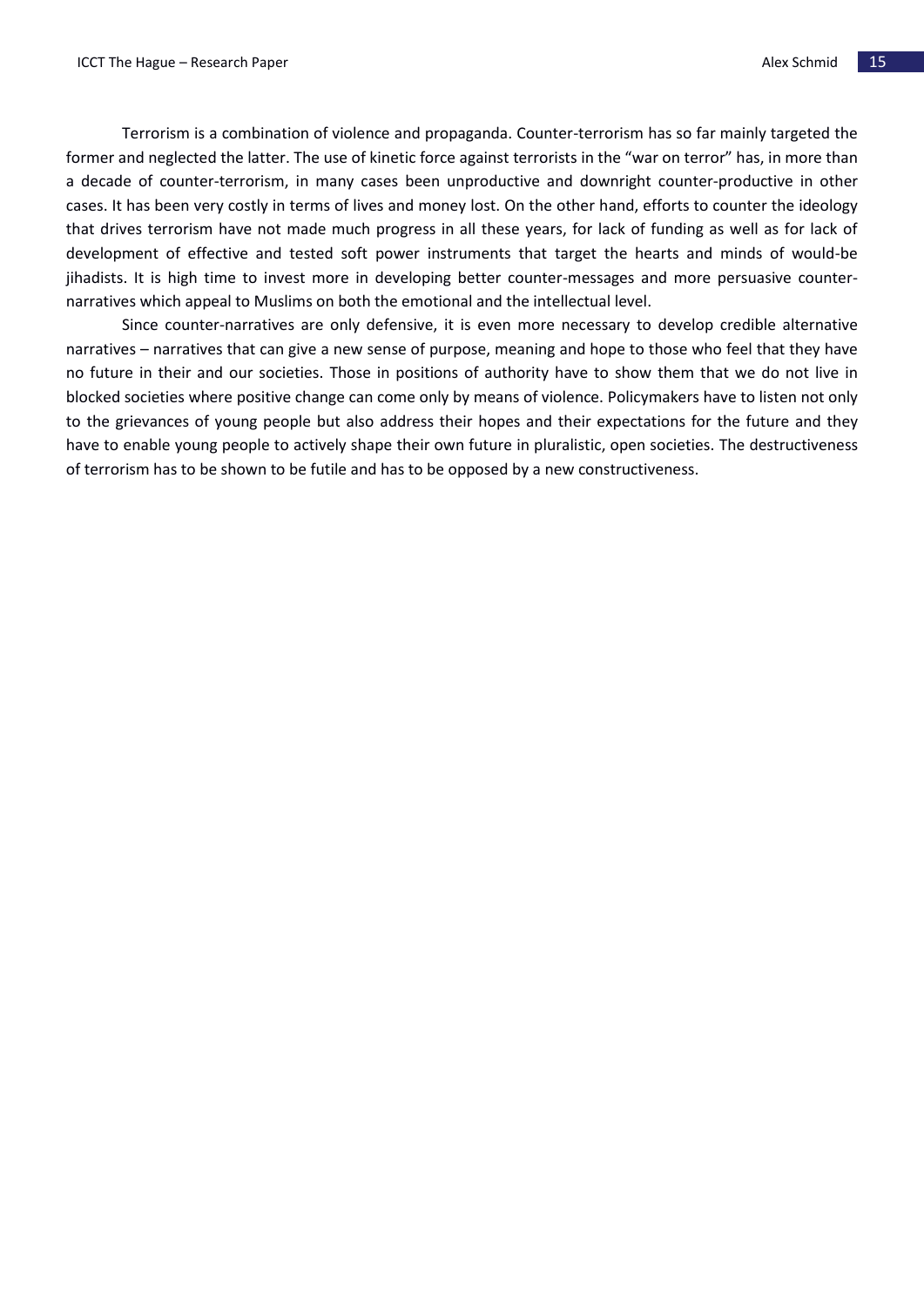Terrorism is a combination of violence and propaganda. Counter-terrorism has so far mainly targeted the former and neglected the latter. The use of kinetic force against terrorists in the "war on terror" has, in more than a decade of counter-terrorism, in many cases been unproductive and downright counter-productive in other cases. It has been very costly in terms of lives and money lost. On the other hand, efforts to counter the ideology that drives terrorism have not made much progress in all these years, for lack of funding as well as for lack of development of effective and tested soft power instruments that target the hearts and minds of would-be jihadists. It is high time to invest more in developing better counter-messages and more persuasive counter-narratives which appeal to Muslims on both the emotional and the intellectual level.

Since counter-narratives are only defensive, it is even more necessary to develop credible alternative narratives – narratives that can give a new sense of purpose, meaning and hope to those who feel that they have no future in their and our societies. Those in positions of authority have to show them that we do not live in blocked societies where positive change can come only by means of violence. Policymakers have to listen not only to the grievances of young people but also address their hopes and their expectations for the future and they have to enable young people to actively shape their own future in pluralistic, open societies. The destructiveness of terrorism has to be shown to be futile and has to be opposed by a new constructiveness.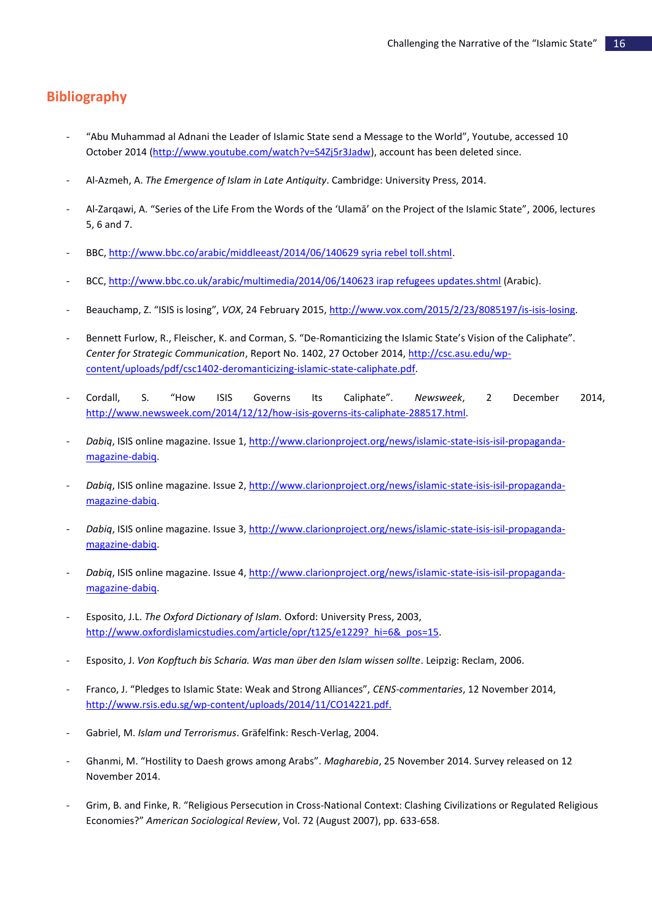## Bibliography

- "Abu Muhammad al Adnani the Leader of Islamic State send a Message to the World", Youtube, accessed 10 October 2014 (http://www.youtube.com/watch?v=S4Zj5r3Jadw), account has been deleted since.

- Al-Azmeh, A. *The Emergence of Islam in Late Antiquity*. Cambridge: University Press, 2014.

- Al-Zarqawi, A. "Series of the Life From the Words of the 'Ulamā' on the Project of the Islamic State", 2006, lectures 5, 6 and 7.

- BBC, http://www.bbc.co/arabic/middleeast/2014/06/140629 syria rebel toll.shtml.

- BCC, http://www.bbc.co.uk/arabic/multimedia/2014/06/140623 irap refugees updates.shtml (Arabic).

- Beauchamp, Z. "ISIS is losing", *VOX*, 24 February 2015, http://www.vox.com/2015/2/23/8085197/is-isis-losing.

- Bennett Furlow, R., Fleischer, K. and Corman, S. "De-Romanticizing the Islamic State's Vision of the Caliphate". *Center for Strategic Communication*, Report No. 1402, 27 October 2014, http://csc.asu.edu/wp-content/uploads/pdf/csc1402-deromanticizing-islamic-state-caliphate.pdf.

- Cordall, S. "How ISIS Governs Its Caliphate". *Newsweek*, 2 December 2014, http://www.newsweek.com/2014/12/12/how-isis-governs-its-caliphate-288517.html.

- *Dabiq*, ISIS online magazine. Issue 1, http://www.clarionproject.org/news/islamic-state-isis-isil-propaganda-magazine-dabiq.

- *Dabiq*, ISIS online magazine. Issue 2, http://www.clarionproject.org/news/islamic-state-isis-isil-propaganda-magazine-dabiq.

- *Dabiq*, ISIS online magazine. Issue 3, http://www.clarionproject.org/news/islamic-state-isis-isil-propaganda-magazine-dabiq.

- *Dabiq*, ISIS online magazine. Issue 4, http://www.clarionproject.org/news/islamic-state-isis-isil-propaganda-magazine-dabiq.

- Esposito, J.L. *The Oxford Dictionary of Islam.* Oxford: University Press, 2003, http://www.oxfordislamicstudies.com/article/opr/t125/e1229?_hi=6&_pos=15.

- Esposito, J. *Von Kopftuch bis Scharia. Was man über den Islam wissen sollte*. Leipzig: Reclam, 2006.

- Franco, J. "Pledges to Islamic State: Weak and Strong Alliances", *CENS-commentaries*, 12 November 2014, http://www.rsis.edu.sg/wp-content/uploads/2014/11/CO14221.pdf.

- Gabriel, M. *Islam und Terrorismus*. Gräfelfink: Resch-Verlag, 2004.

- Ghanmi, M. "Hostility to Daesh grows among Arabs". *Magharebia*, 25 November 2014. Survey released on 12 November 2014.

- Grim, B. and Finke, R. "Religious Persecution in Cross-National Context: Clashing Civilizations or Regulated Religious Economies?" *American Sociological Review*, Vol. 72 (August 2007), pp. 633-658.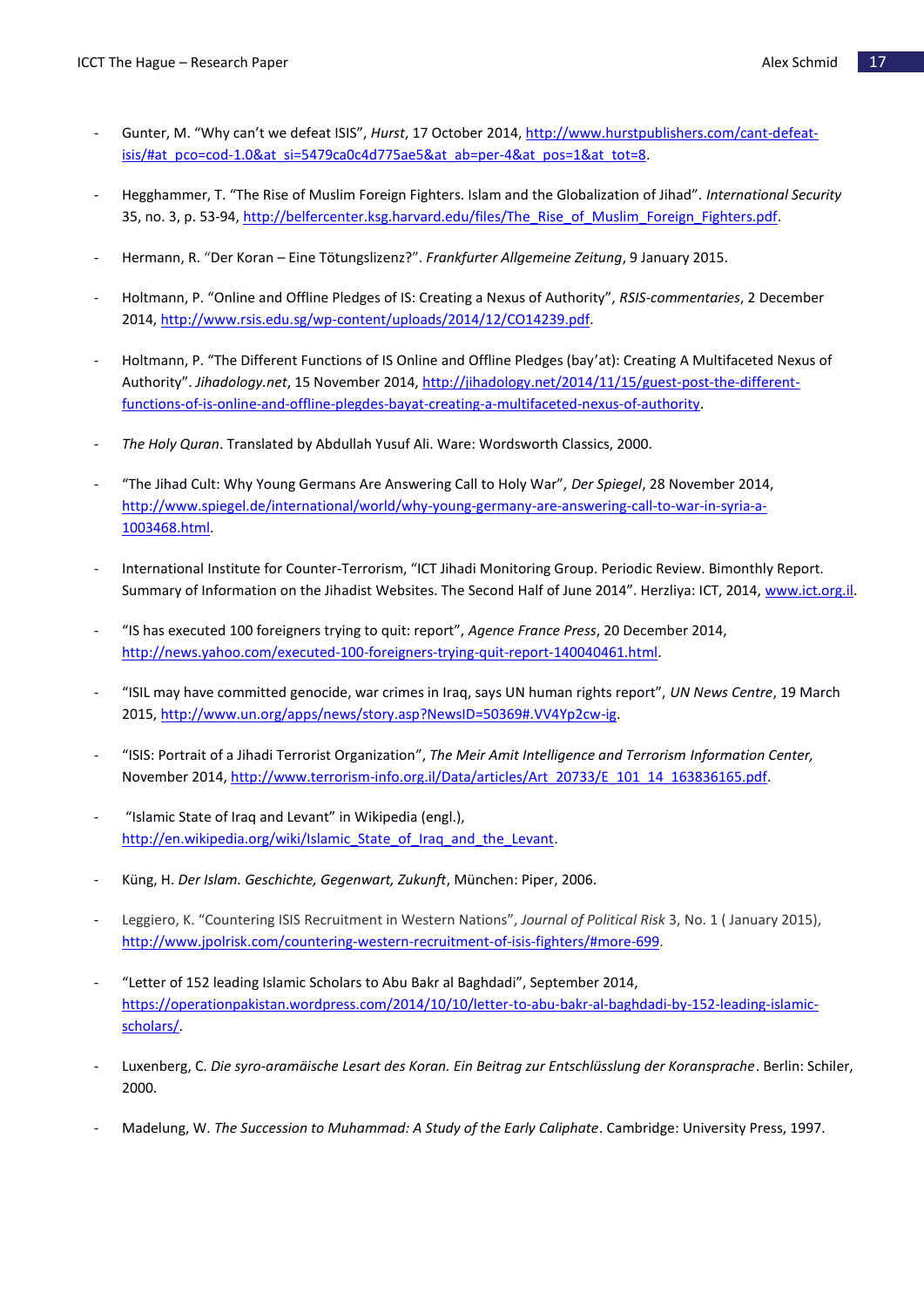- Gunter, M. "Why can't we defeat ISIS", *Hurst*, 17 October 2014, http://www.hurstpublishers.com/cant-defeat-isis/#at_pco=cod-1.0&at_si=5479ca0c4d775ae5&at_ab=per-4&at_pos=1&at_tot=8.

- Hegghammer, T. "The Rise of Muslim Foreign Fighters. Islam and the Globalization of Jihad". *International Security* 35, no. 3, p. 53-94, http://belfercenter.ksg.harvard.edu/files/The_Rise_of_Muslim_Foreign_Fighters.pdf.

- Hermann, R. "Der Koran – Eine Tötungslizenz?". *Frankfurter Allgemeine Zeitung*, 9 January 2015.

- Holtmann, P. "Online and Offline Pledges of IS: Creating a Nexus of Authority", *RSIS-commentaries*, 2 December 2014, http://www.rsis.edu.sg/wp-content/uploads/2014/12/CO14239.pdf.

- Holtmann, P. "The Different Functions of IS Online and Offline Pledges (bay'at): Creating A Multifaceted Nexus of Authority". *Jihadology.net*, 15 November 2014, http://jihadology.net/2014/11/15/guest-post-the-different-functions-of-is-online-and-offline-plegdes-bayat-creating-a-multifaceted-nexus-of-authority.

- *The Holy Quran*. Translated by Abdullah Yusuf Ali. Ware: Wordsworth Classics, 2000.

- "The Jihad Cult: Why Young Germans Are Answering Call to Holy War", *Der Spiegel*, 28 November 2014, http://www.spiegel.de/international/world/why-young-germany-are-answering-call-to-war-in-syria-a-1003468.html.

- International Institute for Counter-Terrorism, "ICT Jihadi Monitoring Group. Periodic Review. Bimonthly Report. Summary of Information on the Jihadist Websites. The Second Half of June 2014". Herzliya: ICT, 2014, www.ict.org.il.

- "IS has executed 100 foreigners trying to quit: report", *Agence France Press*, 20 December 2014, http://news.yahoo.com/executed-100-foreigners-trying-quit-report-140040461.html.

- "ISIL may have committed genocide, war crimes in Iraq, says UN human rights report", *UN News Centre*, 19 March 2015, http://www.un.org/apps/news/story.asp?NewsID=50369#.VV4Yp2cw-ig.

- "ISIS: Portrait of a Jihadi Terrorist Organization", *The Meir Amit Intelligence and Terrorism Information Center,* November 2014, http://www.terrorism-info.org.il/Data/articles/Art_20733/E_101_14_163836165.pdf.

- "Islamic State of Iraq and Levant" in Wikipedia (engl.), http://en.wikipedia.org/wiki/Islamic_State_of_Iraq_and_the_Levant.

- Küng, H. *Der Islam. Geschichte, Gegenwart, Zukunft*, München: Piper, 2006.

- Leggiero, K. "Countering ISIS Recruitment in Western Nations", *Journal of Political Risk* 3, No. 1 ( January 2015), http://www.jpolrisk.com/countering-western-recruitment-of-isis-fighters/#more-699.

- "Letter of 152 leading Islamic Scholars to Abu Bakr al Baghdadi", September 2014, https://operationpakistan.wordpress.com/2014/10/10/letter-to-abu-bakr-al-baghdadi-by-152-leading-islamic-scholars/.

- Luxenberg, C. *Die syro-aramäische Lesart des Koran. Ein Beitrag zur Entschlüsslung der Koransprache*. Berlin: Schiler, 2000.

- Madelung, W. *The Succession to Muhammad: A Study of the Early Caliphate*. Cambridge: University Press, 1997.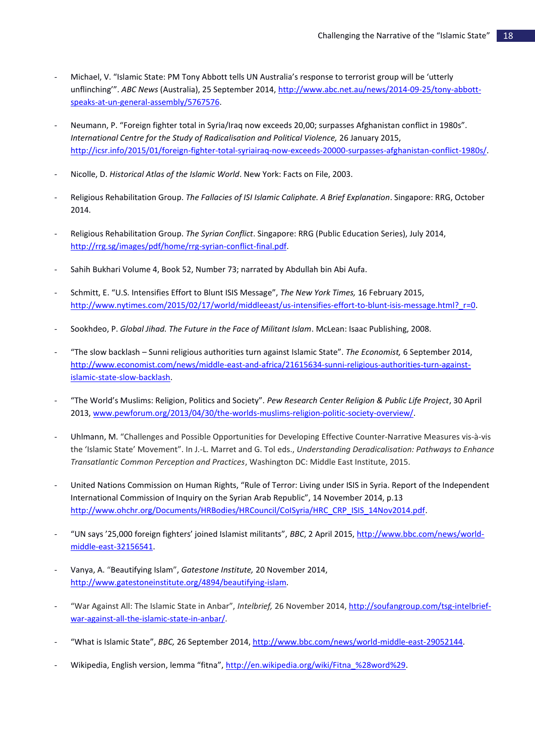- Michael, V. "Islamic State: PM Tony Abbott tells UN Australia's response to terrorist group will be 'utterly unflinching'". *ABC News* (Australia), 25 September 2014, http://www.abc.net.au/news/2014-09-25/tony-abbott-speaks-at-un-general-assembly/5767576.

- Neumann, P. "Foreign fighter total in Syria/Iraq now exceeds 20,00; surpasses Afghanistan conflict in 1980s". *International Centre for the Study of Radicalisation and Political Violence,* 26 January 2015, http://icsr.info/2015/01/foreign-fighter-total-syriairaq-now-exceeds-20000-surpasses-afghanistan-conflict-1980s/.

- Nicolle, D. *Historical Atlas of the Islamic World*. New York: Facts on File, 2003.

- Religious Rehabilitation Group. *The Fallacies of ISI Islamic Caliphate. A Brief Explanation*. Singapore: RRG, October 2014.

- Religious Rehabilitation Group. *The Syrian Conflict*. Singapore: RRG (Public Education Series), July 2014, http://rrg.sg/images/pdf/home/rrg-syrian-conflict-final.pdf.

- Sahih Bukhari Volume 4, Book 52, Number 73; narrated by Abdullah bin Abi Aufa.

- Schmitt, E. "U.S. Intensifies Effort to Blunt ISIS Message", *The New York Times,* 16 February 2015, http://www.nytimes.com/2015/02/17/world/middleeast/us-intensifies-effort-to-blunt-isis-message.html?_r=0.

- Sookhdeo, P. *Global Jihad. The Future in the Face of Militant Islam*. McLean: Isaac Publishing, 2008.

- "The slow backlash – Sunni religious authorities turn against Islamic State". *The Economist,* 6 September 2014, http://www.economist.com/news/middle-east-and-africa/21615634-sunni-religious-authorities-turn-against-islamic-state-slow-backlash.

- "The World's Muslims: Religion, Politics and Society". *Pew Research Center Religion & Public Life Project*, 30 April 2013, www.pewforum.org/2013/04/30/the-worlds-muslims-religion-politic-society-overview/.

- Uhlmann, M. "Challenges and Possible Opportunities for Developing Effective Counter-Narrative Measures vis-à-vis the 'Islamic State' Movement". In J.-L. Marret and G. Tol eds., *Understanding Deradicalisation: Pathways to Enhance Transatlantic Common Perception and Practices*, Washington DC: Middle East Institute, 2015.

- United Nations Commission on Human Rights, "Rule of Terror: Living under ISIS in Syria. Report of the Independent International Commission of Inquiry on the Syrian Arab Republic", 14 November 2014, p.13 http://www.ohchr.org/Documents/HRBodies/HRCouncil/CoISyria/HRC_CRP_ISIS_14Nov2014.pdf.

- "UN says '25,000 foreign fighters' joined Islamist militants", *BBC*, 2 April 2015, http://www.bbc.com/news/world-middle-east-32156541.

- Vanya, A. "Beautifying Islam", *Gatestone Institute,* 20 November 2014, http://www.gatestoneinstitute.org/4894/beautifying-islam.

- "War Against All: The Islamic State in Anbar", *Intelbrief,* 26 November 2014, http://soufangroup.com/tsg-intelbrief-war-against-all-the-islamic-state-in-anbar/.

- "What is Islamic State", *BBC,* 26 September 2014, http://www.bbc.com/news/world-middle-east-29052144.

- Wikipedia, English version, lemma "fitna", http://en.wikipedia.org/wiki/Fitna_%28word%29.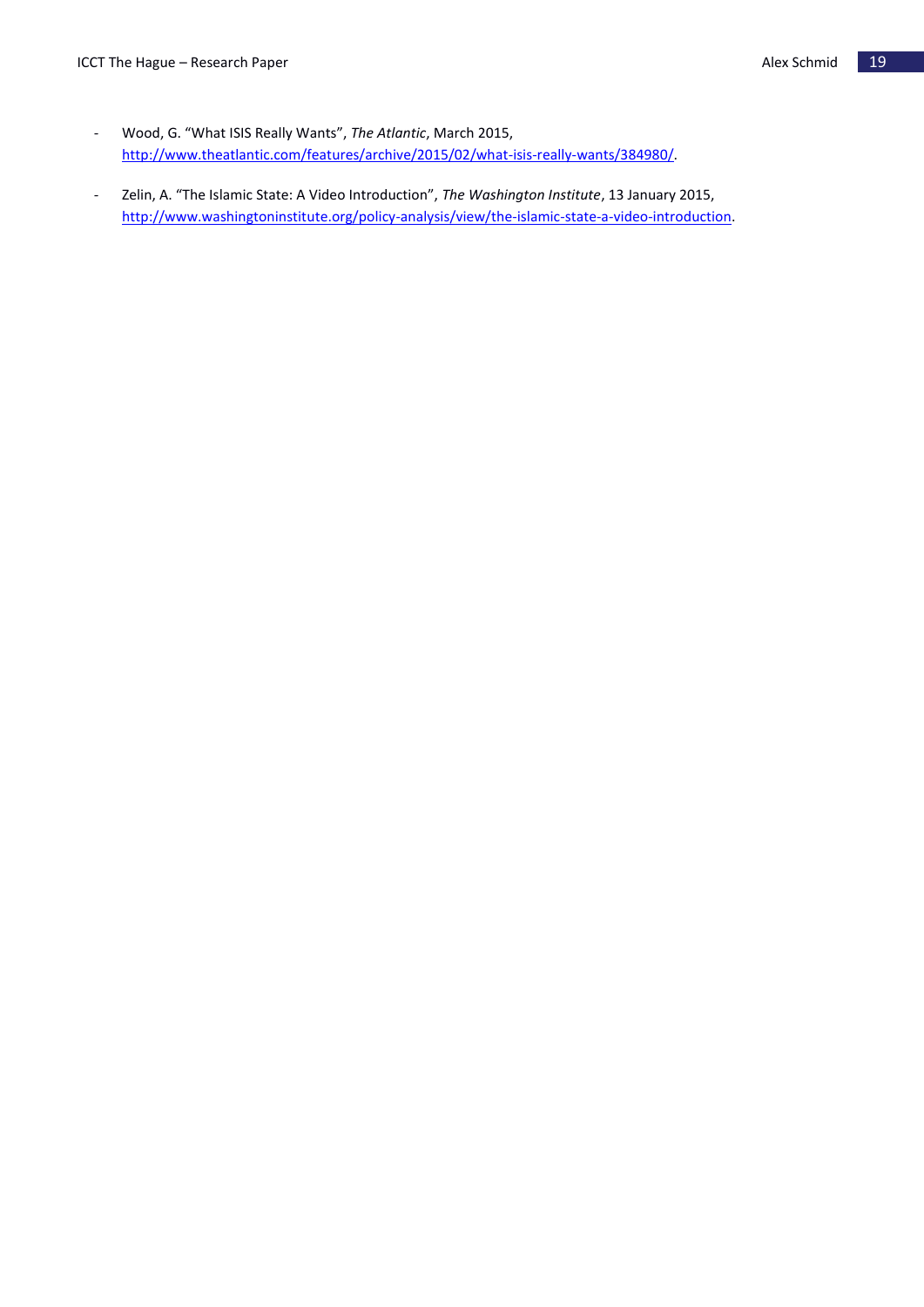- Wood, G. "What ISIS Really Wants", *The Atlantic*, March 2015, http://www.theatlantic.com/features/archive/2015/02/what-isis-really-wants/384980/.

- Zelin, A. "The Islamic State: A Video Introduction", *The Washington Institute*, 13 January 2015, http://www.washingtoninstitute.org/policy-analysis/view/the-islamic-state-a-video-introduction.